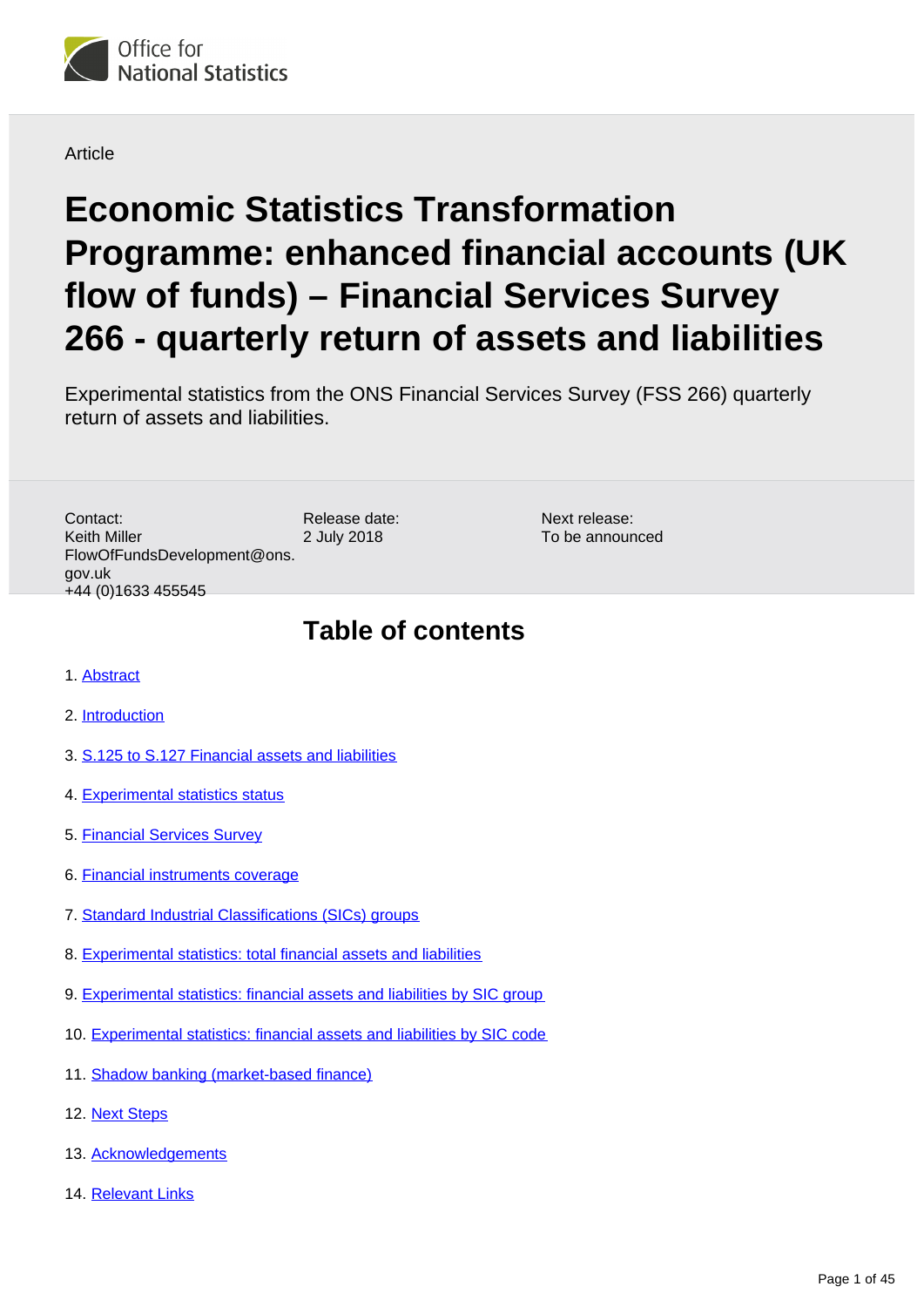Office for National Statistics

Article

# Economic Statistics Transformation Programme: enhanced financial accounts (UK flow of funds) – Financial Services Survey 266 - quarterly return of assets and liabilities

Experimental statistics from the ONS Financial Services Survey (FSS 266) quarterly return of assets and liabilities.

Contact:
Keith Miller
FlowOfFundsDevelopment@ons.gov.uk
+44 (0)1633 455545

Release date:
2 July 2018

Next release:
To be announced

## Table of contents

1. Abstract
2. Introduction
3. S.125 to S.127 Financial assets and liabilities
4. Experimental statistics status
5. Financial Services Survey
6. Financial instruments coverage
7. Standard Industrial Classifications (SICs) groups
8. Experimental statistics: total financial assets and liabilities
9. Experimental statistics: financial assets and liabilities by SIC group
10. Experimental statistics: financial assets and liabilities by SIC code
11. Shadow banking (market-based finance)
12. Next Steps
13. Acknowledgements
14. Relevant Links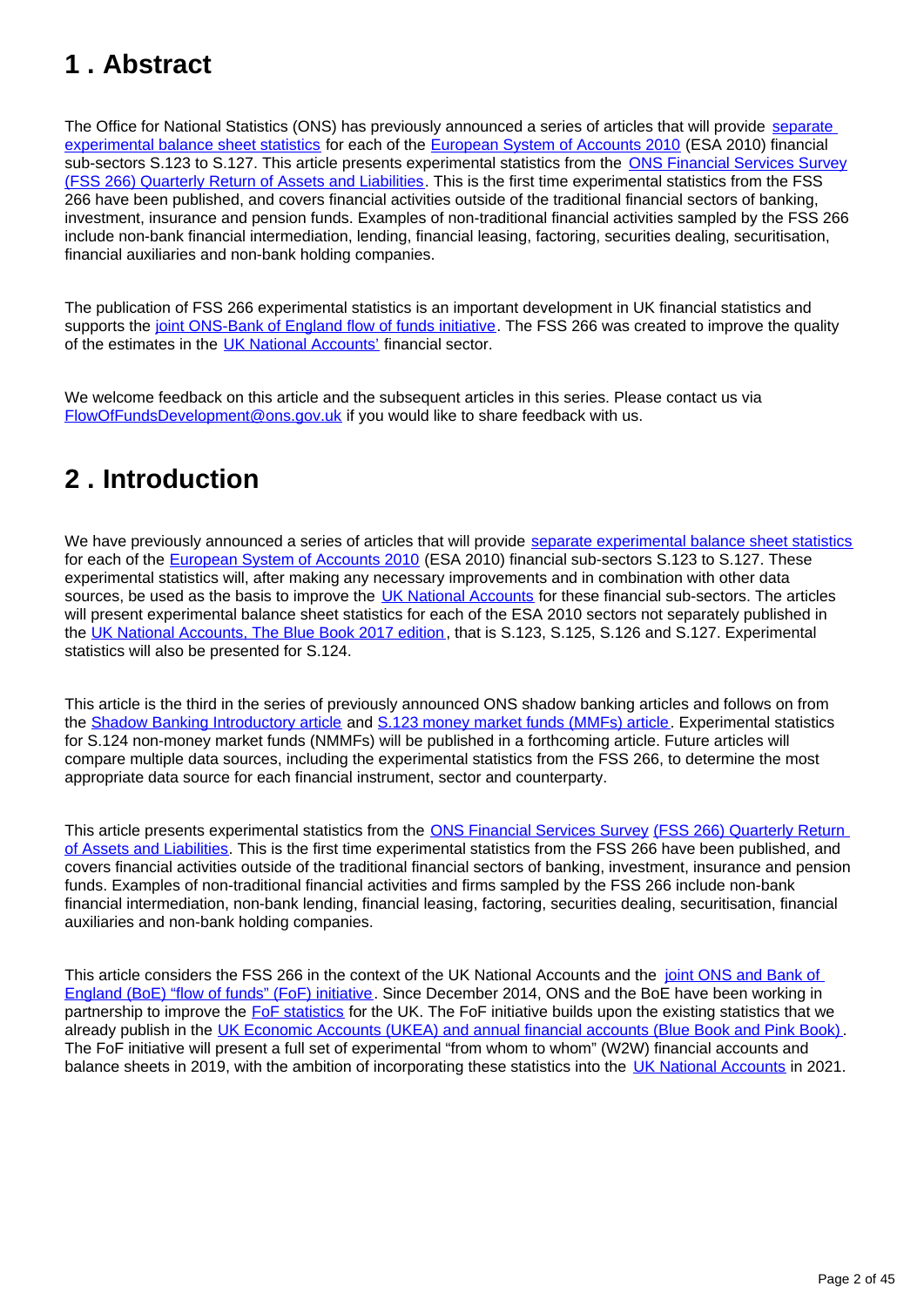## 1 . Abstract

The Office for National Statistics (ONS) has previously announced a series of articles that will provide separate experimental balance sheet statistics for each of the European System of Accounts 2010 (ESA 2010) financial sub-sectors S.123 to S.127. This article presents experimental statistics from the ONS Financial Services Survey (FSS 266) Quarterly Return of Assets and Liabilities. This is the first time experimental statistics from the FSS 266 have been published, and covers financial activities outside of the traditional financial sectors of banking, investment, insurance and pension funds. Examples of non-traditional financial activities sampled by the FSS 266 include non-bank financial intermediation, lending, financial leasing, factoring, securities dealing, securitisation, financial auxiliaries and non-bank holding companies.

The publication of FSS 266 experimental statistics is an important development in UK financial statistics and supports the joint ONS-Bank of England flow of funds initiative. The FSS 266 was created to improve the quality of the estimates in the UK National Accounts' financial sector.

We welcome feedback on this article and the subsequent articles in this series. Please contact us via FlowOfFundsDevelopment@ons.gov.uk if you would like to share feedback with us.

## 2 . Introduction

We have previously announced a series of articles that will provide separate experimental balance sheet statistics for each of the European System of Accounts 2010 (ESA 2010) financial sub-sectors S.123 to S.127. These experimental statistics will, after making any necessary improvements and in combination with other data sources, be used as the basis to improve the UK National Accounts for these financial sub-sectors. The articles will present experimental balance sheet statistics for each of the ESA 2010 sectors not separately published in the UK National Accounts, The Blue Book 2017 edition, that is S.123, S.125, S.126 and S.127. Experimental statistics will also be presented for S.124.

This article is the third in the series of previously announced ONS shadow banking articles and follows on from the Shadow Banking Introductory article and S.123 money market funds (MMFs) article. Experimental statistics for S.124 non-money market funds (NMMFs) will be published in a forthcoming article. Future articles will compare multiple data sources, including the experimental statistics from the FSS 266, to determine the most appropriate data source for each financial instrument, sector and counterparty.

This article presents experimental statistics from the ONS Financial Services Survey (FSS 266) Quarterly Return of Assets and Liabilities. This is the first time experimental statistics from the FSS 266 have been published, and covers financial activities outside of the traditional financial sectors of banking, investment, insurance and pension funds. Examples of non-traditional financial activities and firms sampled by the FSS 266 include non-bank financial intermediation, non-bank lending, financial leasing, factoring, securities dealing, securitisation, financial auxiliaries and non-bank holding companies.

This article considers the FSS 266 in the context of the UK National Accounts and the joint ONS and Bank of England (BoE) "flow of funds" (FoF) initiative. Since December 2014, ONS and the BoE have been working in partnership to improve the FoF statistics for the UK. The FoF initiative builds upon the existing statistics that we already publish in the UK Economic Accounts (UKEA) and annual financial accounts (Blue Book and Pink Book). The FoF initiative will present a full set of experimental "from whom to whom" (W2W) financial accounts and balance sheets in 2019, with the ambition of incorporating these statistics into the UK National Accounts in 2021.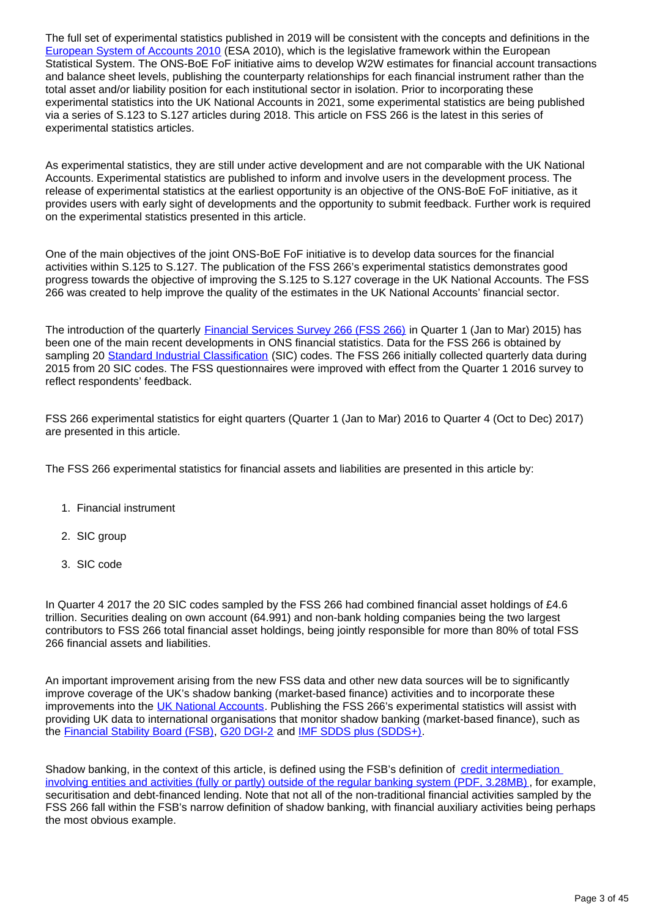The full set of experimental statistics published in 2019 will be consistent with the concepts and definitions in the European System of Accounts 2010 (ESA 2010), which is the legislative framework within the European Statistical System. The ONS-BoE FoF initiative aims to develop W2W estimates for financial account transactions and balance sheet levels, publishing the counterparty relationships for each financial instrument rather than the total asset and/or liability position for each institutional sector in isolation. Prior to incorporating these experimental statistics into the UK National Accounts in 2021, some experimental statistics are being published via a series of S.123 to S.127 articles during 2018. This article on FSS 266 is the latest in this series of experimental statistics articles.

As experimental statistics, they are still under active development and are not comparable with the UK National Accounts. Experimental statistics are published to inform and involve users in the development process. The release of experimental statistics at the earliest opportunity is an objective of the ONS-BoE FoF initiative, as it provides users with early sight of developments and the opportunity to submit feedback. Further work is required on the experimental statistics presented in this article.

One of the main objectives of the joint ONS-BoE FoF initiative is to develop data sources for the financial activities within S.125 to S.127. The publication of the FSS 266's experimental statistics demonstrates good progress towards the objective of improving the S.125 to S.127 coverage in the UK National Accounts. The FSS 266 was created to help improve the quality of the estimates in the UK National Accounts' financial sector.

The introduction of the quarterly Financial Services Survey 266 (FSS 266) in Quarter 1 (Jan to Mar) 2015) has been one of the main recent developments in ONS financial statistics. Data for the FSS 266 is obtained by sampling 20 Standard Industrial Classification (SIC) codes. The FSS 266 initially collected quarterly data during 2015 from 20 SIC codes. The FSS questionnaires were improved with effect from the Quarter 1 2016 survey to reflect respondents' feedback.

FSS 266 experimental statistics for eight quarters (Quarter 1 (Jan to Mar) 2016 to Quarter 4 (Oct to Dec) 2017) are presented in this article.

The FSS 266 experimental statistics for financial assets and liabilities are presented in this article by:

1. Financial instrument
2. SIC group
3. SIC code

In Quarter 4 2017 the 20 SIC codes sampled by the FSS 266 had combined financial asset holdings of £4.6 trillion. Securities dealing on own account (64.991) and non-bank holding companies being the two largest contributors to FSS 266 total financial asset holdings, being jointly responsible for more than 80% of total FSS 266 financial assets and liabilities.

An important improvement arising from the new FSS data and other new data sources will be to significantly improve coverage of the UK's shadow banking (market-based finance) activities and to incorporate these improvements into the UK National Accounts. Publishing the FSS 266's experimental statistics will assist with providing UK data to international organisations that monitor shadow banking (market-based finance), such as the Financial Stability Board (FSB), G20 DGI-2 and IMF SDDS plus (SDDS+).

Shadow banking, in the context of this article, is defined using the FSB's definition of credit intermediation involving entities and activities (fully or partly) outside of the regular banking system (PDF, 3.28MB), for example, securitisation and debt-financed lending. Note that not all of the non-traditional financial activities sampled by the FSS 266 fall within the FSB's narrow definition of shadow banking, with financial auxiliary activities being perhaps the most obvious example.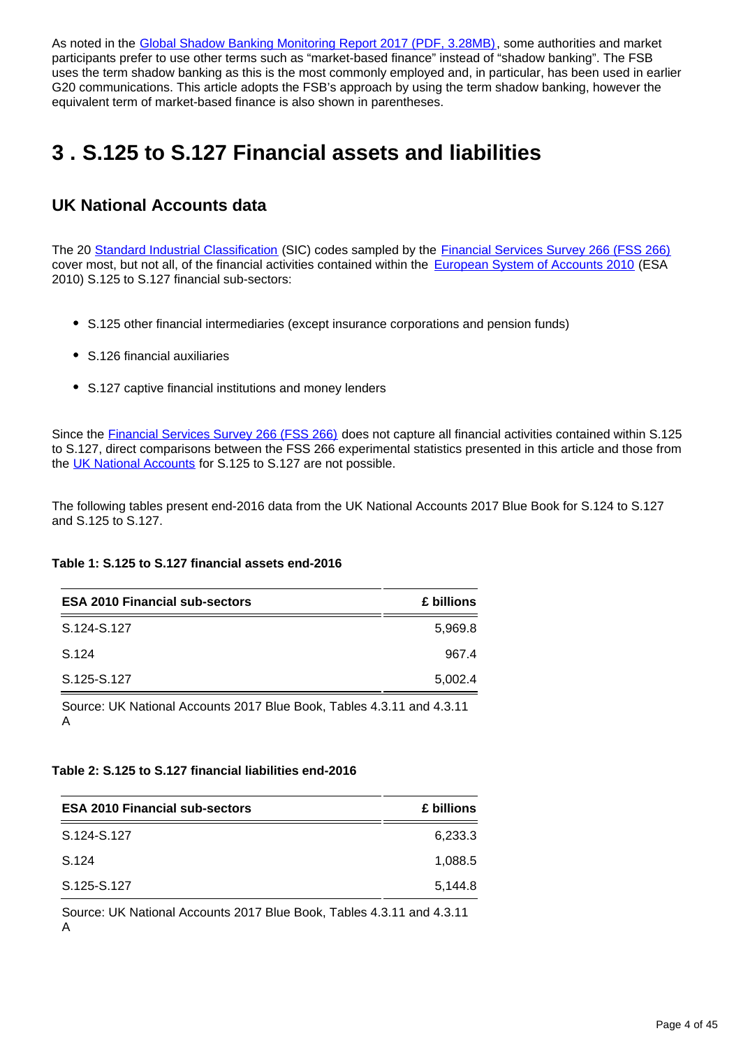As noted in the Global Shadow Banking Monitoring Report 2017 (PDF, 3.28MB), some authorities and market participants prefer to use other terms such as "market-based finance" instead of "shadow banking". The FSB uses the term shadow banking as this is the most commonly employed and, in particular, has been used in earlier G20 communications. This article adopts the FSB's approach by using the term shadow banking, however the equivalent term of market-based finance is also shown in parentheses.

# 3 . S.125 to S.127 Financial assets and liabilities

## UK National Accounts data

The 20 Standard Industrial Classification (SIC) codes sampled by the Financial Services Survey 266 (FSS 266) cover most, but not all, of the financial activities contained within the European System of Accounts 2010 (ESA 2010) S.125 to S.127 financial sub-sectors:

- S.125 other financial intermediaries (except insurance corporations and pension funds)
- S.126 financial auxiliaries
- S.127 captive financial institutions and money lenders

Since the Financial Services Survey 266 (FSS 266) does not capture all financial activities contained within S.125 to S.127, direct comparisons between the FSS 266 experimental statistics presented in this article and those from the UK National Accounts for S.125 to S.127 are not possible.

The following tables present end-2016 data from the UK National Accounts 2017 Blue Book for S.124 to S.127 and S.125 to S.127.

**Table 1: S.125 to S.127 financial assets end-2016**

| ESA 2010 Financial sub-sectors | £ billions |
|---|---|
| S.124-S.127 | 5,969.8 |
| S.124 | 967.4 |
| S.125-S.127 | 5,002.4 |

Source: UK National Accounts 2017 Blue Book, Tables 4.3.11 and 4.3.11 A

**Table 2: S.125 to S.127 financial liabilities end-2016**

| ESA 2010 Financial sub-sectors | £ billions |
|---|---|
| S.124-S.127 | 6,233.3 |
| S.124 | 1,088.5 |
| S.125-S.127 | 5,144.8 |

Source: UK National Accounts 2017 Blue Book, Tables 4.3.11 and 4.3.11 A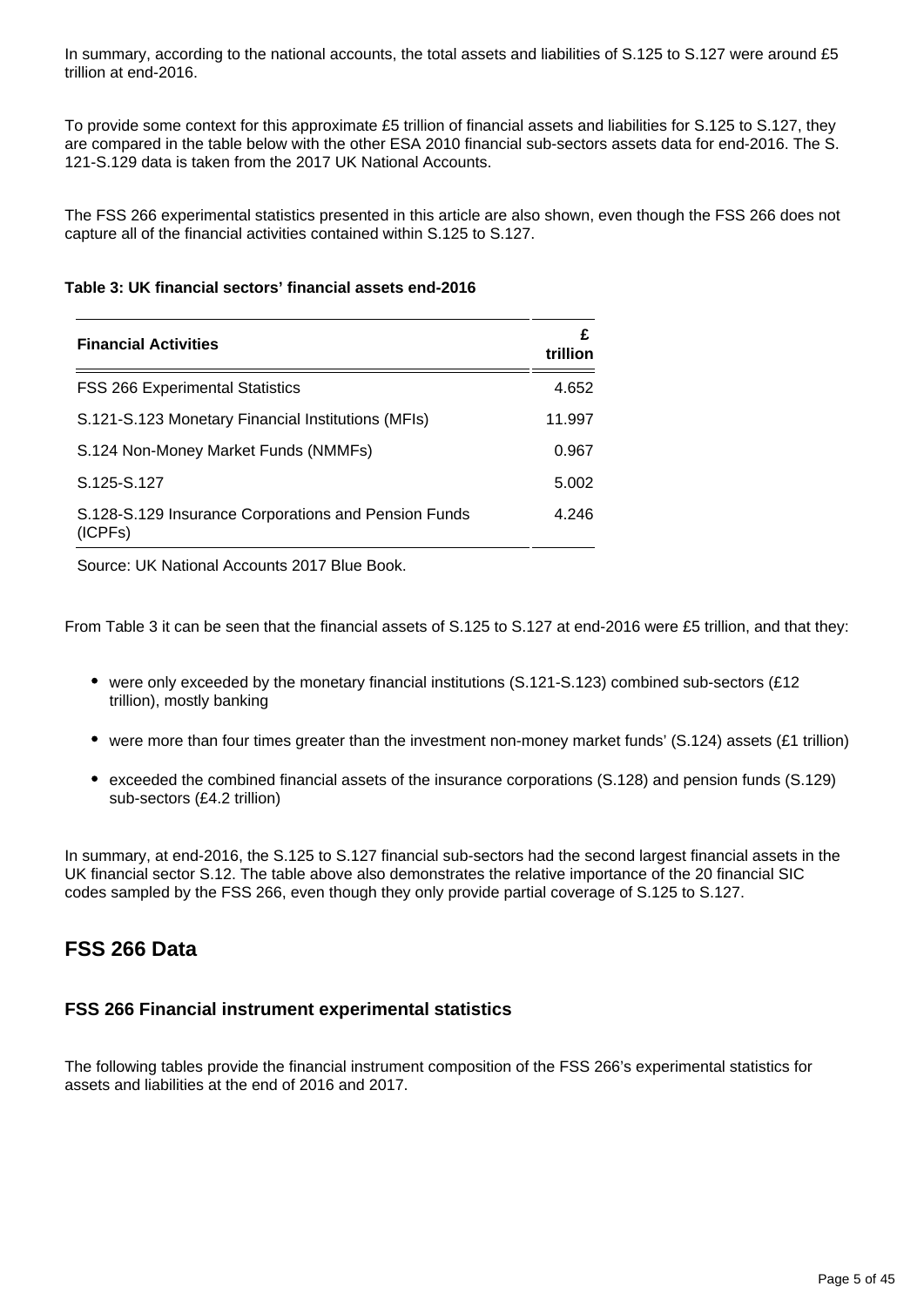In summary, according to the national accounts, the total assets and liabilities of S.125 to S.127 were around £5 trillion at end-2016.

To provide some context for this approximate £5 trillion of financial assets and liabilities for S.125 to S.127, they are compared in the table below with the other ESA 2010 financial sub-sectors assets data for end-2016. The S. 121-S.129 data is taken from the 2017 UK National Accounts.

The FSS 266 experimental statistics presented in this article are also shown, even though the FSS 266 does not capture all of the financial activities contained within S.125 to S.127.

**Table 3: UK financial sectors' financial assets end-2016**

| Financial Activities | £ trillion |
|---|---:|
| FSS 266 Experimental Statistics | 4.652 |
| S.121-S.123 Monetary Financial Institutions (MFIs) | 11.997 |
| S.124 Non-Money Market Funds (NMMFs) | 0.967 |
| S.125-S.127 | 5.002 |
| S.128-S.129 Insurance Corporations and Pension Funds (ICPFs) | 4.246 |

Source: UK National Accounts 2017 Blue Book.

From Table 3 it can be seen that the financial assets of S.125 to S.127 at end-2016 were £5 trillion, and that they:

- were only exceeded by the monetary financial institutions (S.121-S.123) combined sub-sectors (£12 trillion), mostly banking
- were more than four times greater than the investment non-money market funds' (S.124) assets (£1 trillion)
- exceeded the combined financial assets of the insurance corporations (S.128) and pension funds (S.129) sub-sectors (£4.2 trillion)

In summary, at end-2016, the S.125 to S.127 financial sub-sectors had the second largest financial assets in the UK financial sector S.12. The table above also demonstrates the relative importance of the 20 financial SIC codes sampled by the FSS 266, even though they only provide partial coverage of S.125 to S.127.

## FSS 266 Data

### FSS 266 Financial instrument experimental statistics

The following tables provide the financial instrument composition of the FSS 266's experimental statistics for assets and liabilities at the end of 2016 and 2017.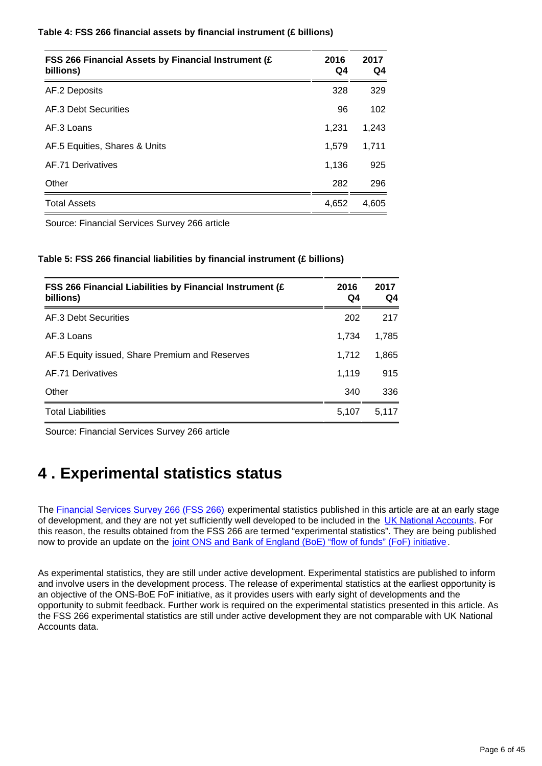**Table 4: FSS 266 financial assets by financial instrument (£ billions)**

| FSS 266 Financial Assets by Financial Instrument (£ billions) | 2016 Q4 | 2017 Q4 |
|---|---|---|
| AF.2 Deposits | 328 | 329 |
| AF.3 Debt Securities | 96 | 102 |
| AF.3 Loans | 1,231 | 1,243 |
| AF.5 Equities, Shares & Units | 1,579 | 1,711 |
| AF.71 Derivatives | 1,136 | 925 |
| Other | 282 | 296 |
| Total Assets | 4,652 | 4,605 |

Source: Financial Services Survey 266 article

**Table 5: FSS 266 financial liabilities by financial instrument (£ billions)**

| FSS 266 Financial Liabilities by Financial Instrument (£ billions) | 2016 Q4 | 2017 Q4 |
|---|---|---|
| AF.3 Debt Securities | 202 | 217 |
| AF.3 Loans | 1,734 | 1,785 |
| AF.5 Equity issued, Share Premium and Reserves | 1,712 | 1,865 |
| AF.71 Derivatives | 1,119 | 915 |
| Other | 340 | 336 |
| Total Liabilities | 5,107 | 5,117 |

Source: Financial Services Survey 266 article

# 4 . Experimental statistics status

The Financial Services Survey 266 (FSS 266) experimental statistics published in this article are at an early stage of development, and they are not yet sufficiently well developed to be included in the UK National Accounts. For this reason, the results obtained from the FSS 266 are termed "experimental statistics". They are being published now to provide an update on the joint ONS and Bank of England (BoE) "flow of funds" (FoF) initiative.

As experimental statistics, they are still under active development. Experimental statistics are published to inform and involve users in the development process. The release of experimental statistics at the earliest opportunity is an objective of the ONS-BoE FoF initiative, as it provides users with early sight of developments and the opportunity to submit feedback. Further work is required on the experimental statistics presented in this article. As the FSS 266 experimental statistics are still under active development they are not comparable with UK National Accounts data.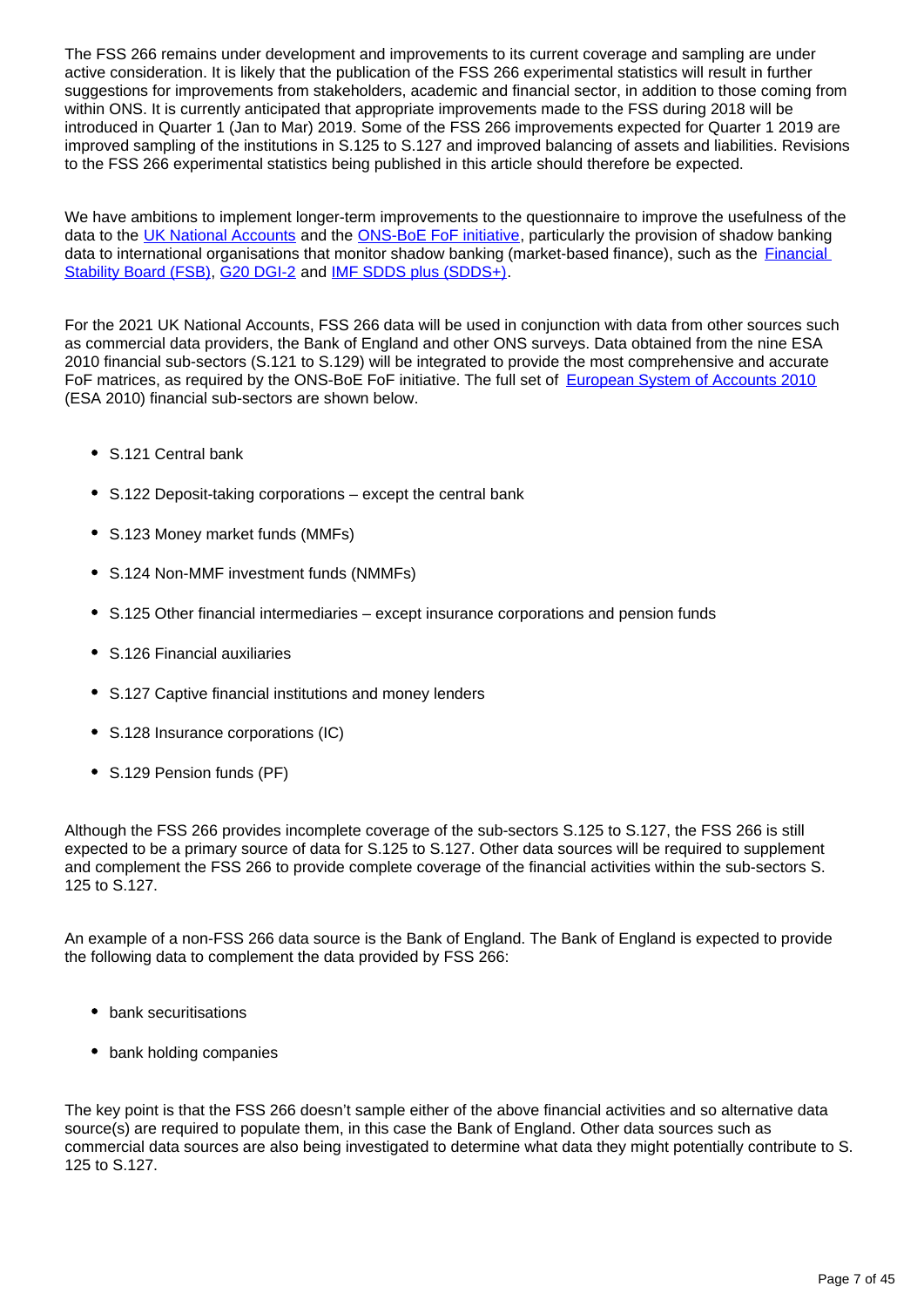The FSS 266 remains under development and improvements to its current coverage and sampling are under active consideration. It is likely that the publication of the FSS 266 experimental statistics will result in further suggestions for improvements from stakeholders, academic and financial sector, in addition to those coming from within ONS. It is currently anticipated that appropriate improvements made to the FSS during 2018 will be introduced in Quarter 1 (Jan to Mar) 2019. Some of the FSS 266 improvements expected for Quarter 1 2019 are improved sampling of the institutions in S.125 to S.127 and improved balancing of assets and liabilities. Revisions to the FSS 266 experimental statistics being published in this article should therefore be expected.

We have ambitions to implement longer-term improvements to the questionnaire to improve the usefulness of the data to the UK National Accounts and the ONS-BoE FoF initiative, particularly the provision of shadow banking data to international organisations that monitor shadow banking (market-based finance), such as the Financial Stability Board (FSB), G20 DGI-2 and IMF SDDS plus (SDDS+).

For the 2021 UK National Accounts, FSS 266 data will be used in conjunction with data from other sources such as commercial data providers, the Bank of England and other ONS surveys. Data obtained from the nine ESA 2010 financial sub-sectors (S.121 to S.129) will be integrated to provide the most comprehensive and accurate FoF matrices, as required by the ONS-BoE FoF initiative. The full set of European System of Accounts 2010 (ESA 2010) financial sub-sectors are shown below.

- S.121 Central bank
- S.122 Deposit-taking corporations – except the central bank
- S.123 Money market funds (MMFs)
- S.124 Non-MMF investment funds (NMMFs)
- S.125 Other financial intermediaries – except insurance corporations and pension funds
- S.126 Financial auxiliaries
- S.127 Captive financial institutions and money lenders
- S.128 Insurance corporations (IC)
- S.129 Pension funds (PF)

Although the FSS 266 provides incomplete coverage of the sub-sectors S.125 to S.127, the FSS 266 is still expected to be a primary source of data for S.125 to S.127. Other data sources will be required to supplement and complement the FSS 266 to provide complete coverage of the financial activities within the sub-sectors S. 125 to S.127.

An example of a non-FSS 266 data source is the Bank of England. The Bank of England is expected to provide the following data to complement the data provided by FSS 266:

- bank securitisations
- bank holding companies

The key point is that the FSS 266 doesn't sample either of the above financial activities and so alternative data source(s) are required to populate them, in this case the Bank of England. Other data sources such as commercial data sources are also being investigated to determine what data they might potentially contribute to S. 125 to S.127.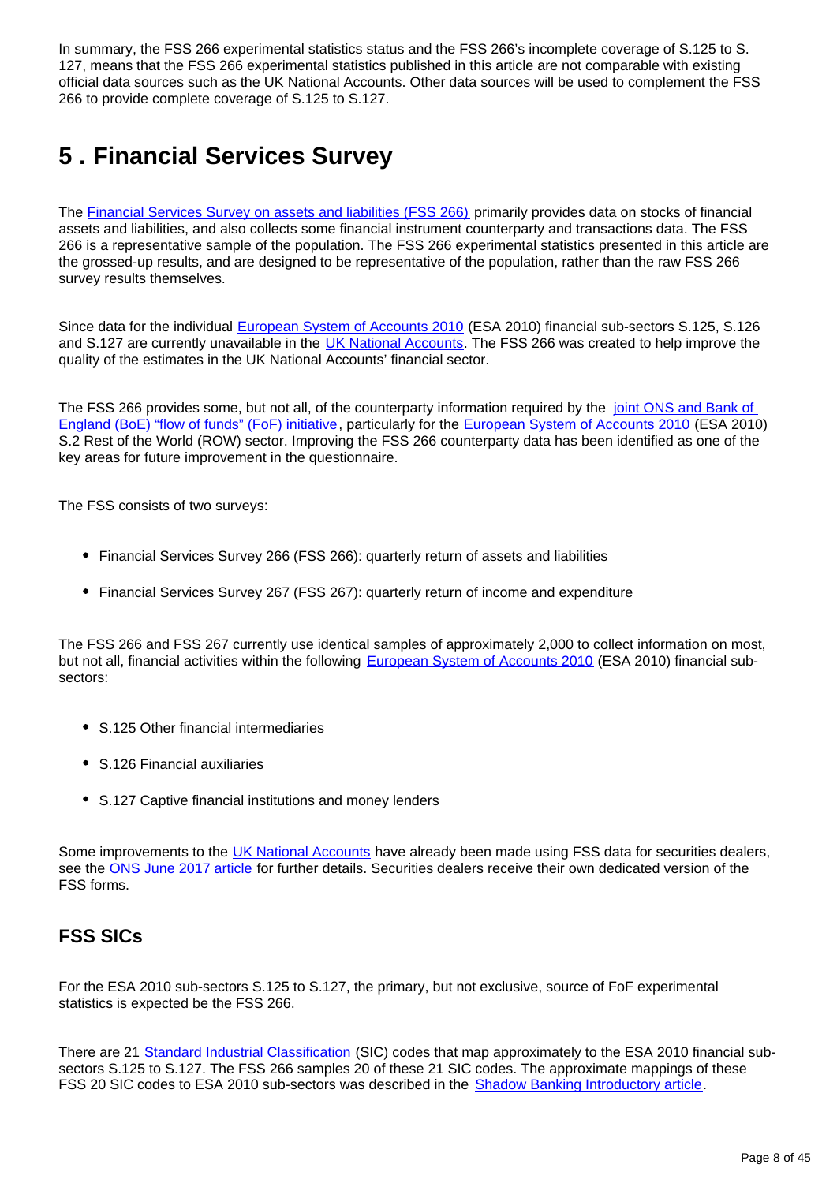In summary, the FSS 266 experimental statistics status and the FSS 266's incomplete coverage of S.125 to S. 127, means that the FSS 266 experimental statistics published in this article are not comparable with existing official data sources such as the UK National Accounts. Other data sources will be used to complement the FSS 266 to provide complete coverage of S.125 to S.127.

## 5 . Financial Services Survey

The Financial Services Survey on assets and liabilities (FSS 266) primarily provides data on stocks of financial assets and liabilities, and also collects some financial instrument counterparty and transactions data. The FSS 266 is a representative sample of the population. The FSS 266 experimental statistics presented in this article are the grossed-up results, and are designed to be representative of the population, rather than the raw FSS 266 survey results themselves.

Since data for the individual European System of Accounts 2010 (ESA 2010) financial sub-sectors S.125, S.126 and S.127 are currently unavailable in the UK National Accounts. The FSS 266 was created to help improve the quality of the estimates in the UK National Accounts' financial sector.

The FSS 266 provides some, but not all, of the counterparty information required by the joint ONS and Bank of England (BoE) "flow of funds" (FoF) initiative, particularly for the European System of Accounts 2010 (ESA 2010) S.2 Rest of the World (ROW) sector. Improving the FSS 266 counterparty data has been identified as one of the key areas for future improvement in the questionnaire.

The FSS consists of two surveys:

- Financial Services Survey 266 (FSS 266): quarterly return of assets and liabilities
- Financial Services Survey 267 (FSS 267): quarterly return of income and expenditure

The FSS 266 and FSS 267 currently use identical samples of approximately 2,000 to collect information on most, but not all, financial activities within the following European System of Accounts 2010 (ESA 2010) financial sub-sectors:

- S.125 Other financial intermediaries
- S.126 Financial auxiliaries
- S.127 Captive financial institutions and money lenders

Some improvements to the UK National Accounts have already been made using FSS data for securities dealers, see the ONS June 2017 article for further details. Securities dealers receive their own dedicated version of the FSS forms.

### FSS SICs

For the ESA 2010 sub-sectors S.125 to S.127, the primary, but not exclusive, source of FoF experimental statistics is expected be the FSS 266.

There are 21 Standard Industrial Classification (SIC) codes that map approximately to the ESA 2010 financial sub-sectors S.125 to S.127. The FSS 266 samples 20 of these 21 SIC codes. The approximate mappings of these FSS 20 SIC codes to ESA 2010 sub-sectors was described in the Shadow Banking Introductory article.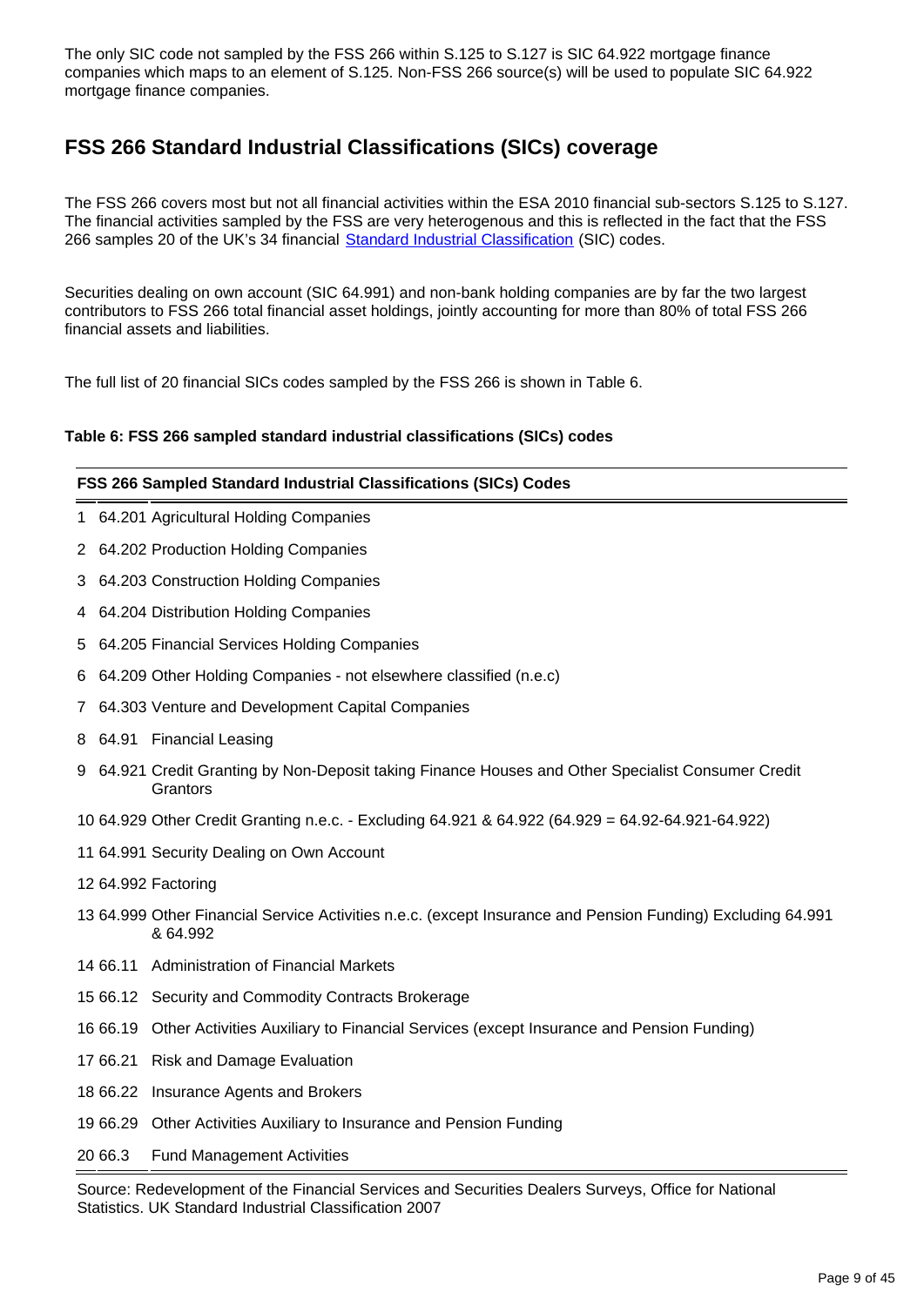The only SIC code not sampled by the FSS 266 within S.125 to S.127 is SIC 64.922 mortgage finance companies which maps to an element of S.125. Non-FSS 266 source(s) will be used to populate SIC 64.922 mortgage finance companies.

## FSS 266 Standard Industrial Classifications (SICs) coverage

The FSS 266 covers most but not all financial activities within the ESA 2010 financial sub-sectors S.125 to S.127. The financial activities sampled by the FSS are very heterogenous and this is reflected in the fact that the FSS 266 samples 20 of the UK's 34 financial Standard Industrial Classification (SIC) codes.

Securities dealing on own account (SIC 64.991) and non-bank holding companies are by far the two largest contributors to FSS 266 total financial asset holdings, jointly accounting for more than 80% of total FSS 266 financial assets and liabilities.

The full list of 20 financial SICs codes sampled by the FSS 266 is shown in Table 6.

**Table 6: FSS 266 sampled standard industrial classifications (SICs) codes**

| | FSS 266 Sampled Standard Industrial Classifications (SICs) Codes | |
|---|---|---|
| 1 | 64.201 | Agricultural Holding Companies |
| 2 | 64.202 | Production Holding Companies |
| 3 | 64.203 | Construction Holding Companies |
| 4 | 64.204 | Distribution Holding Companies |
| 5 | 64.205 | Financial Services Holding Companies |
| 6 | 64.209 | Other Holding Companies - not elsewhere classified (n.e.c) |
| 7 | 64.303 | Venture and Development Capital Companies |
| 8 | 64.91 | Financial Leasing |
| 9 | 64.921 | Credit Granting by Non-Deposit taking Finance Houses and Other Specialist Consumer Credit Grantors |
| 10 | 64.929 | Other Credit Granting n.e.c. - Excluding 64.921 & 64.922 (64.929 = 64.92-64.921-64.922) |
| 11 | 64.991 | Security Dealing on Own Account |
| 12 | 64.992 | Factoring |
| 13 | 64.999 | Other Financial Service Activities n.e.c. (except Insurance and Pension Funding) Excluding 64.991 & 64.992 |
| 14 | 66.11 | Administration of Financial Markets |
| 15 | 66.12 | Security and Commodity Contracts Brokerage |
| 16 | 66.19 | Other Activities Auxiliary to Financial Services (except Insurance and Pension Funding) |
| 17 | 66.21 | Risk and Damage Evaluation |
| 18 | 66.22 | Insurance Agents and Brokers |
| 19 | 66.29 | Other Activities Auxiliary to Insurance and Pension Funding |
| 20 | 66.3 | Fund Management Activities |

Source: Redevelopment of the Financial Services and Securities Dealers Surveys, Office for National Statistics. UK Standard Industrial Classification 2007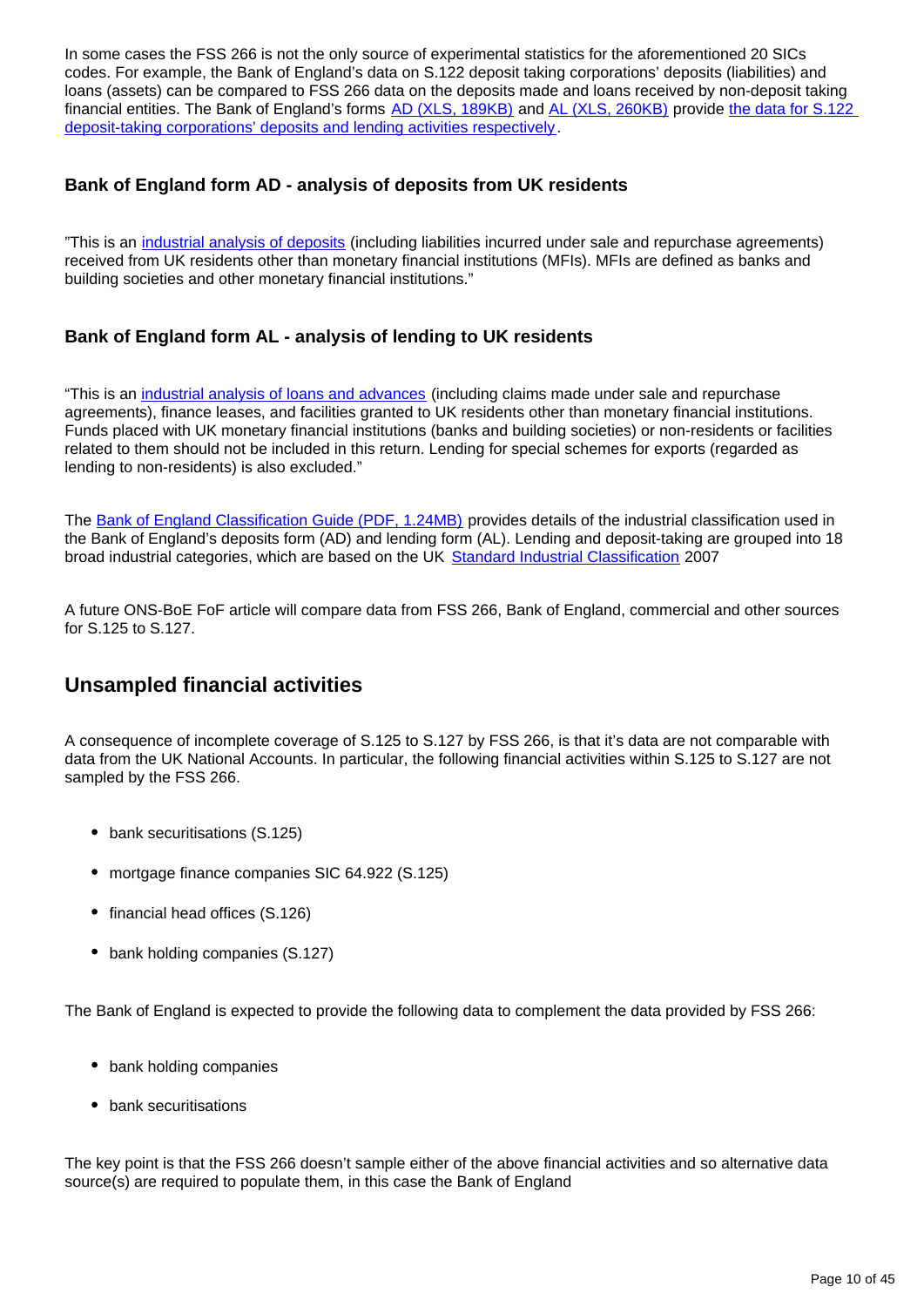In some cases the FSS 266 is not the only source of experimental statistics for the aforementioned 20 SICs codes. For example, the Bank of England's data on S.122 deposit taking corporations' deposits (liabilities) and loans (assets) can be compared to FSS 266 data on the deposits made and loans received by non-deposit taking financial entities. The Bank of England's forms AD (XLS, 189KB) and AL (XLS, 260KB) provide the data for S.122 deposit-taking corporations' deposits and lending activities respectively.

### Bank of England form AD - analysis of deposits from UK residents

"This is an industrial analysis of deposits (including liabilities incurred under sale and repurchase agreements) received from UK residents other than monetary financial institutions (MFIs). MFIs are defined as banks and building societies and other monetary financial institutions."

### Bank of England form AL - analysis of lending to UK residents

"This is an industrial analysis of loans and advances (including claims made under sale and repurchase agreements), finance leases, and facilities granted to UK residents other than monetary financial institutions. Funds placed with UK monetary financial institutions (banks and building societies) or non-residents or facilities related to them should not be included in this return. Lending for special schemes for exports (regarded as lending to non-residents) is also excluded."

The Bank of England Classification Guide (PDF, 1.24MB) provides details of the industrial classification used in the Bank of England's deposits form (AD) and lending form (AL). Lending and deposit-taking are grouped into 18 broad industrial categories, which are based on the UK Standard Industrial Classification 2007

A future ONS-BoE FoF article will compare data from FSS 266, Bank of England, commercial and other sources for S.125 to S.127.

## Unsampled financial activities

A consequence of incomplete coverage of S.125 to S.127 by FSS 266, is that it's data are not comparable with data from the UK National Accounts. In particular, the following financial activities within S.125 to S.127 are not sampled by the FSS 266.

- bank securitisations (S.125)
- mortgage finance companies SIC 64.922 (S.125)
- financial head offices (S.126)
- bank holding companies (S.127)

The Bank of England is expected to provide the following data to complement the data provided by FSS 266:

- bank holding companies
- bank securitisations

The key point is that the FSS 266 doesn't sample either of the above financial activities and so alternative data source(s) are required to populate them, in this case the Bank of England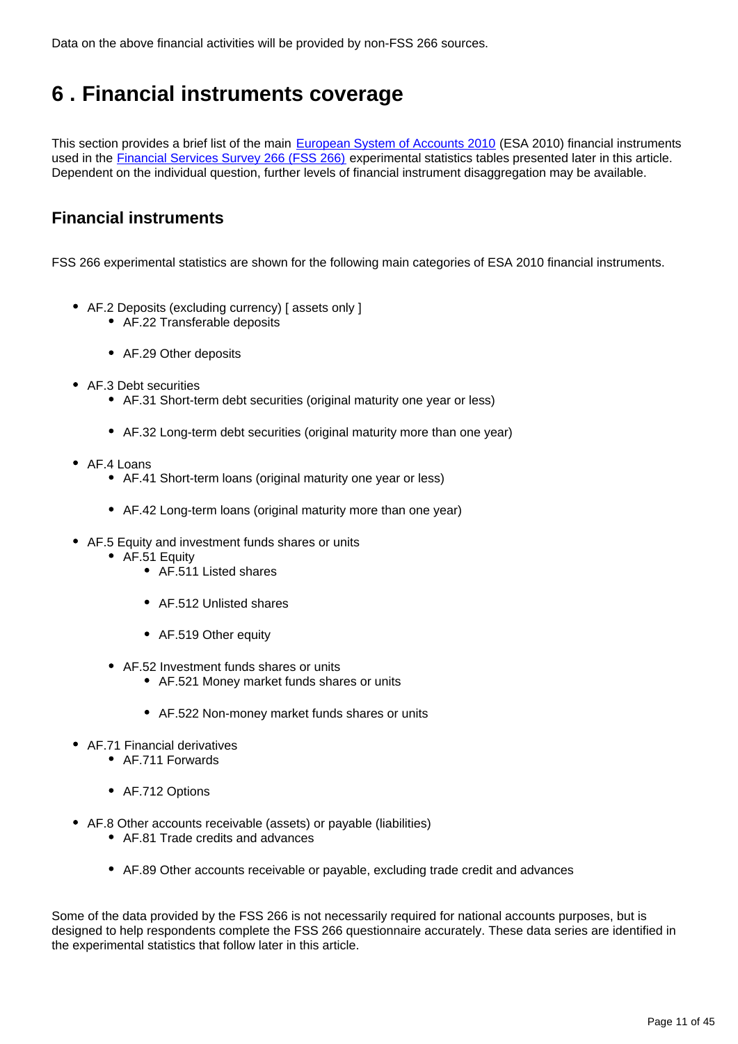Data on the above financial activities will be provided by non-FSS 266 sources.

# 6 . Financial instruments coverage

This section provides a brief list of the main European System of Accounts 2010 (ESA 2010) financial instruments used in the Financial Services Survey 266 (FSS 266) experimental statistics tables presented later in this article. Dependent on the individual question, further levels of financial instrument disaggregation may be available.

## Financial instruments

FSS 266 experimental statistics are shown for the following main categories of ESA 2010 financial instruments.

- AF.2 Deposits (excluding currency) [ assets only ]
  - AF.22 Transferable deposits
  - AF.29 Other deposits
- AF.3 Debt securities
  - AF.31 Short-term debt securities (original maturity one year or less)
  - AF.32 Long-term debt securities (original maturity more than one year)
- AF.4 Loans
  - AF.41 Short-term loans (original maturity one year or less)
  - AF.42 Long-term loans (original maturity more than one year)
- AF.5 Equity and investment funds shares or units
  - AF.51 Equity
    - AF.511 Listed shares
    - AF.512 Unlisted shares
    - AF.519 Other equity
  - AF.52 Investment funds shares or units
    - AF.521 Money market funds shares or units
    - AF.522 Non-money market funds shares or units
- AF.71 Financial derivatives
  - AF.711 Forwards
  - AF.712 Options
- AF.8 Other accounts receivable (assets) or payable (liabilities)
  - AF.81 Trade credits and advances
  - AF.89 Other accounts receivable or payable, excluding trade credit and advances

Some of the data provided by the FSS 266 is not necessarily required for national accounts purposes, but is designed to help respondents complete the FSS 266 questionnaire accurately. These data series are identified in the experimental statistics that follow later in this article.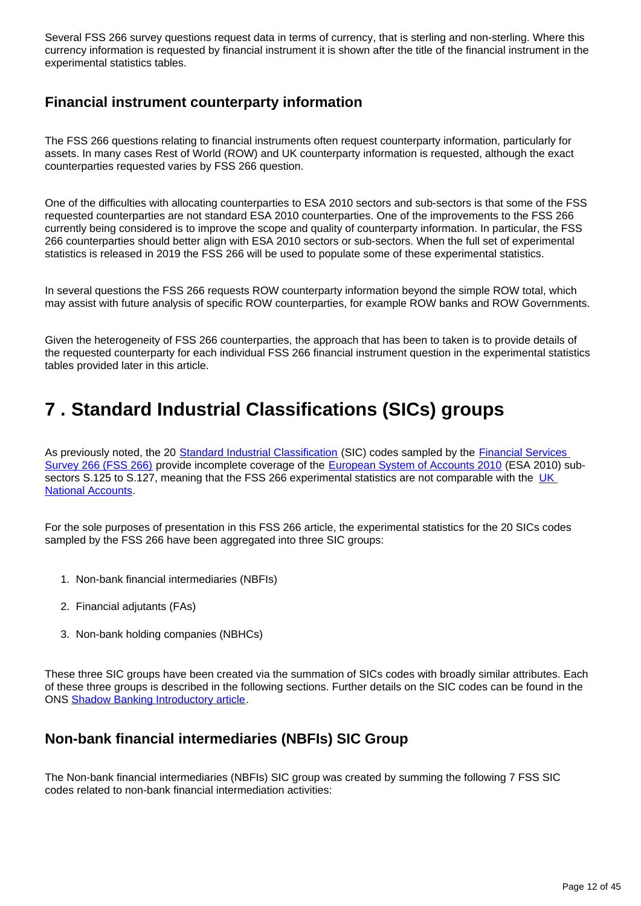Several FSS 266 survey questions request data in terms of currency, that is sterling and non-sterling. Where this currency information is requested by financial instrument it is shown after the title of the financial instrument in the experimental statistics tables.

### Financial instrument counterparty information

The FSS 266 questions relating to financial instruments often request counterparty information, particularly for assets. In many cases Rest of World (ROW) and UK counterparty information is requested, although the exact counterparties requested varies by FSS 266 question.

One of the difficulties with allocating counterparties to ESA 2010 sectors and sub-sectors is that some of the FSS requested counterparties are not standard ESA 2010 counterparties. One of the improvements to the FSS 266 currently being considered is to improve the scope and quality of counterparty information. In particular, the FSS 266 counterparties should better align with ESA 2010 sectors or sub-sectors. When the full set of experimental statistics is released in 2019 the FSS 266 will be used to populate some of these experimental statistics.

In several questions the FSS 266 requests ROW counterparty information beyond the simple ROW total, which may assist with future analysis of specific ROW counterparties, for example ROW banks and ROW Governments.

Given the heterogeneity of FSS 266 counterparties, the approach that has been to taken is to provide details of the requested counterparty for each individual FSS 266 financial instrument question in the experimental statistics tables provided later in this article.

## 7 . Standard Industrial Classifications (SICs) groups

As previously noted, the 20 Standard Industrial Classification (SIC) codes sampled by the Financial Services Survey 266 (FSS 266) provide incomplete coverage of the European System of Accounts 2010 (ESA 2010) sub-sectors S.125 to S.127, meaning that the FSS 266 experimental statistics are not comparable with the UK National Accounts.

For the sole purposes of presentation in this FSS 266 article, the experimental statistics for the 20 SICs codes sampled by the FSS 266 have been aggregated into three SIC groups:

1. Non-bank financial intermediaries (NBFIs)
2. Financial adjutants (FAs)
3. Non-bank holding companies (NBHCs)

These three SIC groups have been created via the summation of SICs codes with broadly similar attributes. Each of these three groups is described in the following sections. Further details on the SIC codes can be found in the ONS Shadow Banking Introductory article.

### Non-bank financial intermediaries (NBFIs) SIC Group

The Non-bank financial intermediaries (NBFIs) SIC group was created by summing the following 7 FSS SIC codes related to non-bank financial intermediation activities: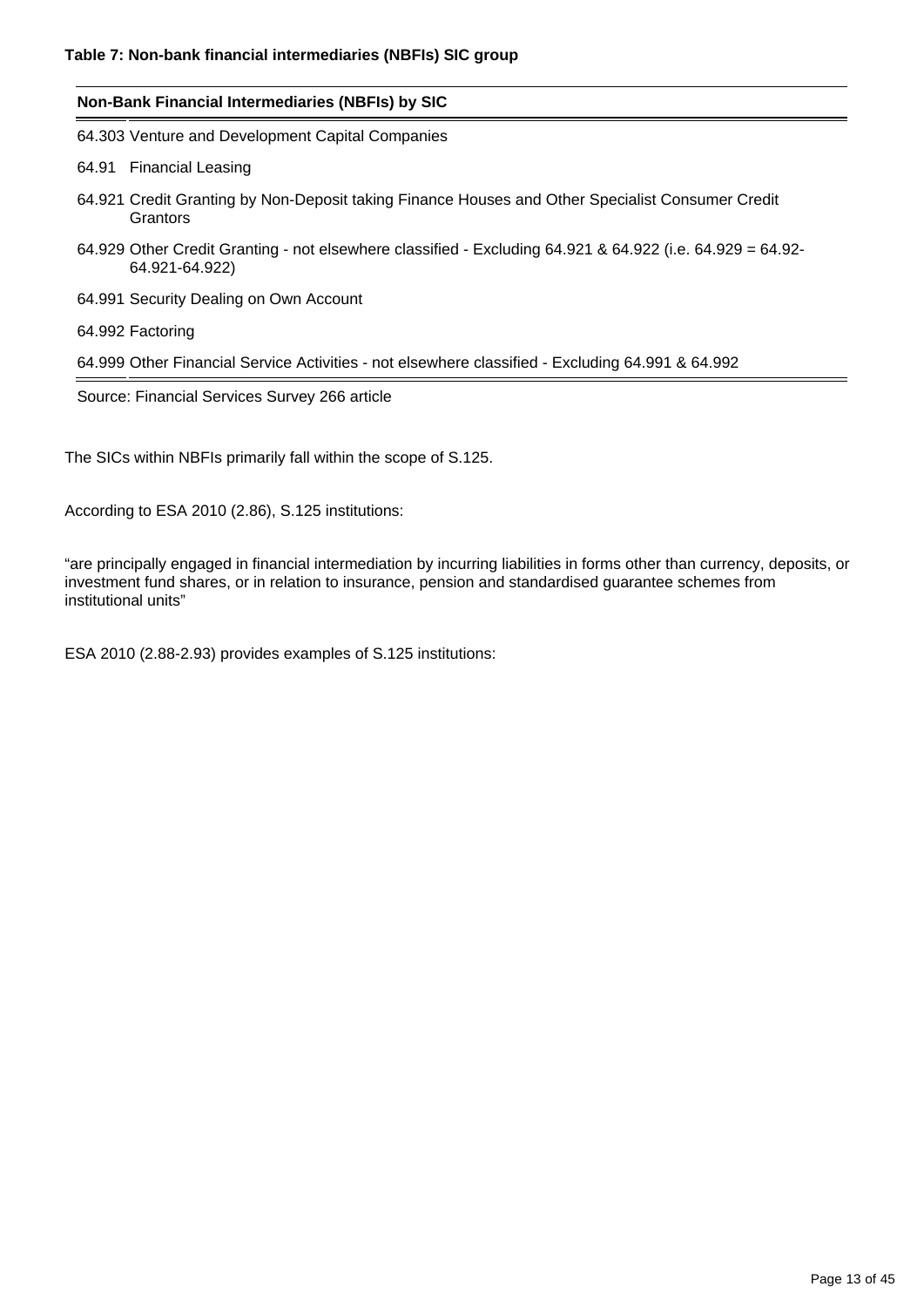**Table 7: Non-bank financial intermediaries (NBFIs) SIC group**

| Non-Bank Financial Intermediaries (NBFIs) by SIC | |
|---|---|
| 64.303 | Venture and Development Capital Companies |
| 64.91 | Financial Leasing |
| 64.921 | Credit Granting by Non-Deposit taking Finance Houses and Other Specialist Consumer Credit Grantors |
| 64.929 | Other Credit Granting - not elsewhere classified - Excluding 64.921 & 64.922 (i.e. 64.929 = 64.92-64.921-64.922) |
| 64.991 | Security Dealing on Own Account |
| 64.992 | Factoring |
| 64.999 | Other Financial Service Activities - not elsewhere classified - Excluding 64.991 & 64.992 |

Source: Financial Services Survey 266 article

The SICs within NBFIs primarily fall within the scope of S.125.

According to ESA 2010 (2.86), S.125 institutions:

"are principally engaged in financial intermediation by incurring liabilities in forms other than currency, deposits, or investment fund shares, or in relation to insurance, pension and standardised guarantee schemes from institutional units"

ESA 2010 (2.88-2.93) provides examples of S.125 institutions: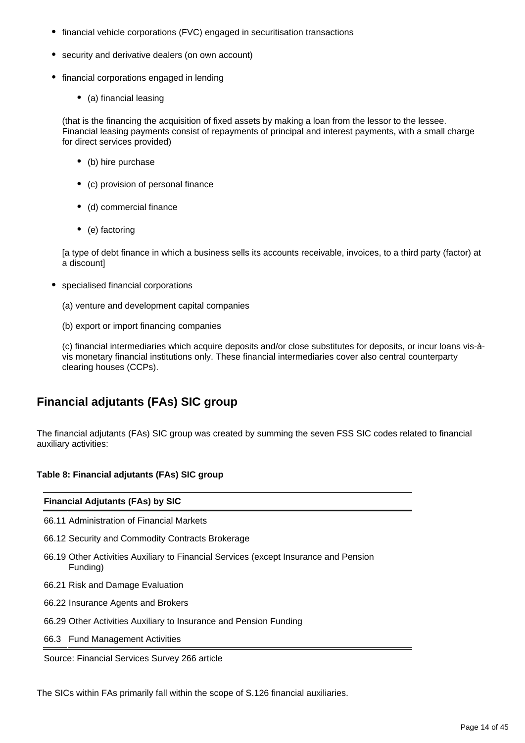- financial vehicle corporations (FVC) engaged in securitisation transactions
- security and derivative dealers (on own account)
- financial corporations engaged in lending
    - (a) financial leasing

    (that is the financing the acquisition of fixed assets by making a loan from the lessor to the lessee. Financial leasing payments consist of repayments of principal and interest payments, with a small charge for direct services provided)

    - (b) hire purchase
    - (c) provision of personal finance
    - (d) commercial finance
    - (e) factoring

    [a type of debt finance in which a business sells its accounts receivable, invoices, to a third party (factor) at a discount]

- specialised financial corporations

    (a) venture and development capital companies

    (b) export or import financing companies

    (c) financial intermediaries which acquire deposits and/or close substitutes for deposits, or incur loans vis-à-vis monetary financial institutions only. These financial intermediaries cover also central counterparty clearing houses (CCPs).

## Financial adjutants (FAs) SIC group

The financial adjutants (FAs) SIC group was created by summing the seven FSS SIC codes related to financial auxiliary activities:

**Table 8: Financial adjutants (FAs) SIC group**

| Financial Adjutants (FAs) by SIC | |
|---|---|
| 66.11 | Administration of Financial Markets |
| 66.12 | Security and Commodity Contracts Brokerage |
| 66.19 | Other Activities Auxiliary to Financial Services (except Insurance and Pension Funding) |
| 66.21 | Risk and Damage Evaluation |
| 66.22 | Insurance Agents and Brokers |
| 66.29 | Other Activities Auxiliary to Insurance and Pension Funding |
| 66.3 | Fund Management Activities |

Source: Financial Services Survey 266 article

The SICs within FAs primarily fall within the scope of S.126 financial auxiliaries.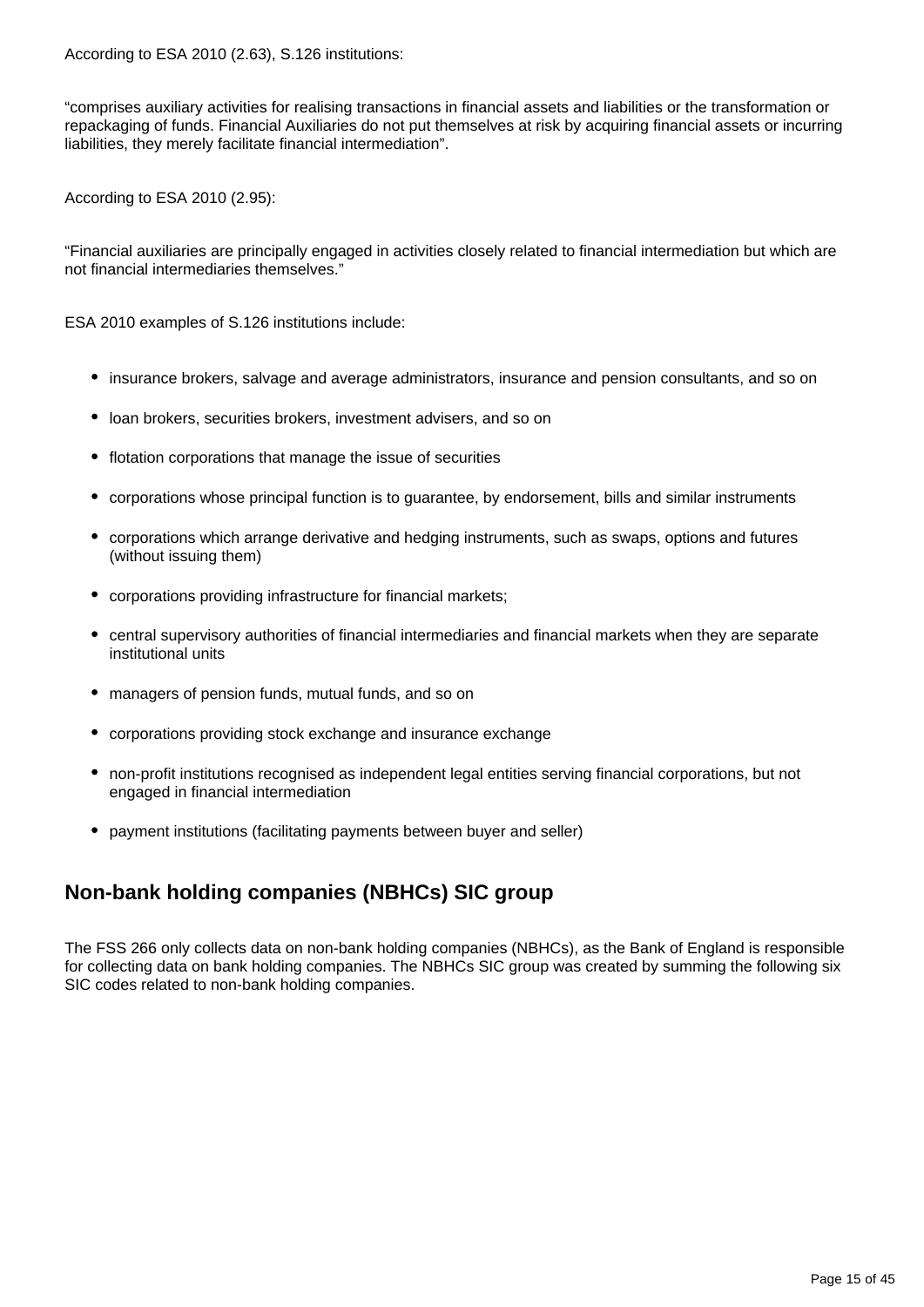According to ESA 2010 (2.63), S.126 institutions:

“comprises auxiliary activities for realising transactions in financial assets and liabilities or the transformation or repackaging of funds. Financial Auxiliaries do not put themselves at risk by acquiring financial assets or incurring liabilities, they merely facilitate financial intermediation”.

According to ESA 2010 (2.95):

“Financial auxiliaries are principally engaged in activities closely related to financial intermediation but which are not financial intermediaries themselves.”

ESA 2010 examples of S.126 institutions include:

- insurance brokers, salvage and average administrators, insurance and pension consultants, and so on
- loan brokers, securities brokers, investment advisers, and so on
- flotation corporations that manage the issue of securities
- corporations whose principal function is to guarantee, by endorsement, bills and similar instruments
- corporations which arrange derivative and hedging instruments, such as swaps, options and futures (without issuing them)
- corporations providing infrastructure for financial markets;
- central supervisory authorities of financial intermediaries and financial markets when they are separate institutional units
- managers of pension funds, mutual funds, and so on
- corporations providing stock exchange and insurance exchange
- non-profit institutions recognised as independent legal entities serving financial corporations, but not engaged in financial intermediation
- payment institutions (facilitating payments between buyer and seller)

## Non-bank holding companies (NBHCs) SIC group

The FSS 266 only collects data on non-bank holding companies (NBHCs), as the Bank of England is responsible for collecting data on bank holding companies. The NBHCs SIC group was created by summing the following six SIC codes related to non-bank holding companies.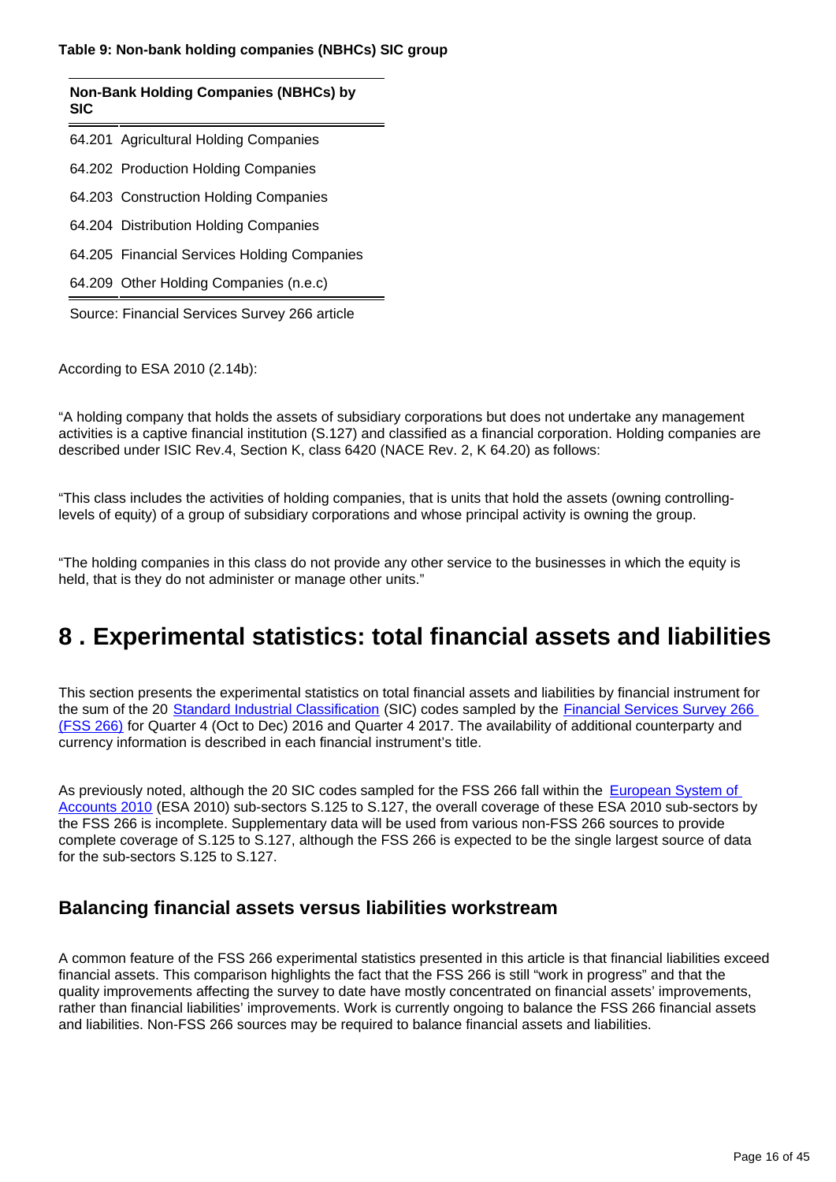**Table 9: Non-bank holding companies (NBHCs) SIC group**

| Non-Bank Holding Companies (NBHCs) by SIC | |
|---|---|
| 64.201 | Agricultural Holding Companies |
| 64.202 | Production Holding Companies |
| 64.203 | Construction Holding Companies |
| 64.204 | Distribution Holding Companies |
| 64.205 | Financial Services Holding Companies |
| 64.209 | Other Holding Companies (n.e.c) |

Source: Financial Services Survey 266 article

According to ESA 2010 (2.14b):

"A holding company that holds the assets of subsidiary corporations but does not undertake any management activities is a captive financial institution (S.127) and classified as a financial corporation. Holding companies are described under ISIC Rev.4, Section K, class 6420 (NACE Rev. 2, K 64.20) as follows:

"This class includes the activities of holding companies, that is units that hold the assets (owning controlling-levels of equity) of a group of subsidiary corporations and whose principal activity is owning the group.

"The holding companies in this class do not provide any other service to the businesses in which the equity is held, that is they do not administer or manage other units."

# 8 . Experimental statistics: total financial assets and liabilities

This section presents the experimental statistics on total financial assets and liabilities by financial instrument for the sum of the 20 Standard Industrial Classification (SIC) codes sampled by the Financial Services Survey 266 (FSS 266) for Quarter 4 (Oct to Dec) 2016 and Quarter 4 2017. The availability of additional counterparty and currency information is described in each financial instrument's title.

As previously noted, although the 20 SIC codes sampled for the FSS 266 fall within the European System of Accounts 2010 (ESA 2010) sub-sectors S.125 to S.127, the overall coverage of these ESA 2010 sub-sectors by the FSS 266 is incomplete. Supplementary data will be used from various non-FSS 266 sources to provide complete coverage of S.125 to S.127, although the FSS 266 is expected to be the single largest source of data for the sub-sectors S.125 to S.127.

## Balancing financial assets versus liabilities workstream

A common feature of the FSS 266 experimental statistics presented in this article is that financial liabilities exceed financial assets. This comparison highlights the fact that the FSS 266 is still "work in progress" and that the quality improvements affecting the survey to date have mostly concentrated on financial assets' improvements, rather than financial liabilities' improvements. Work is currently ongoing to balance the FSS 266 financial assets and liabilities. Non-FSS 266 sources may be required to balance financial assets and liabilities.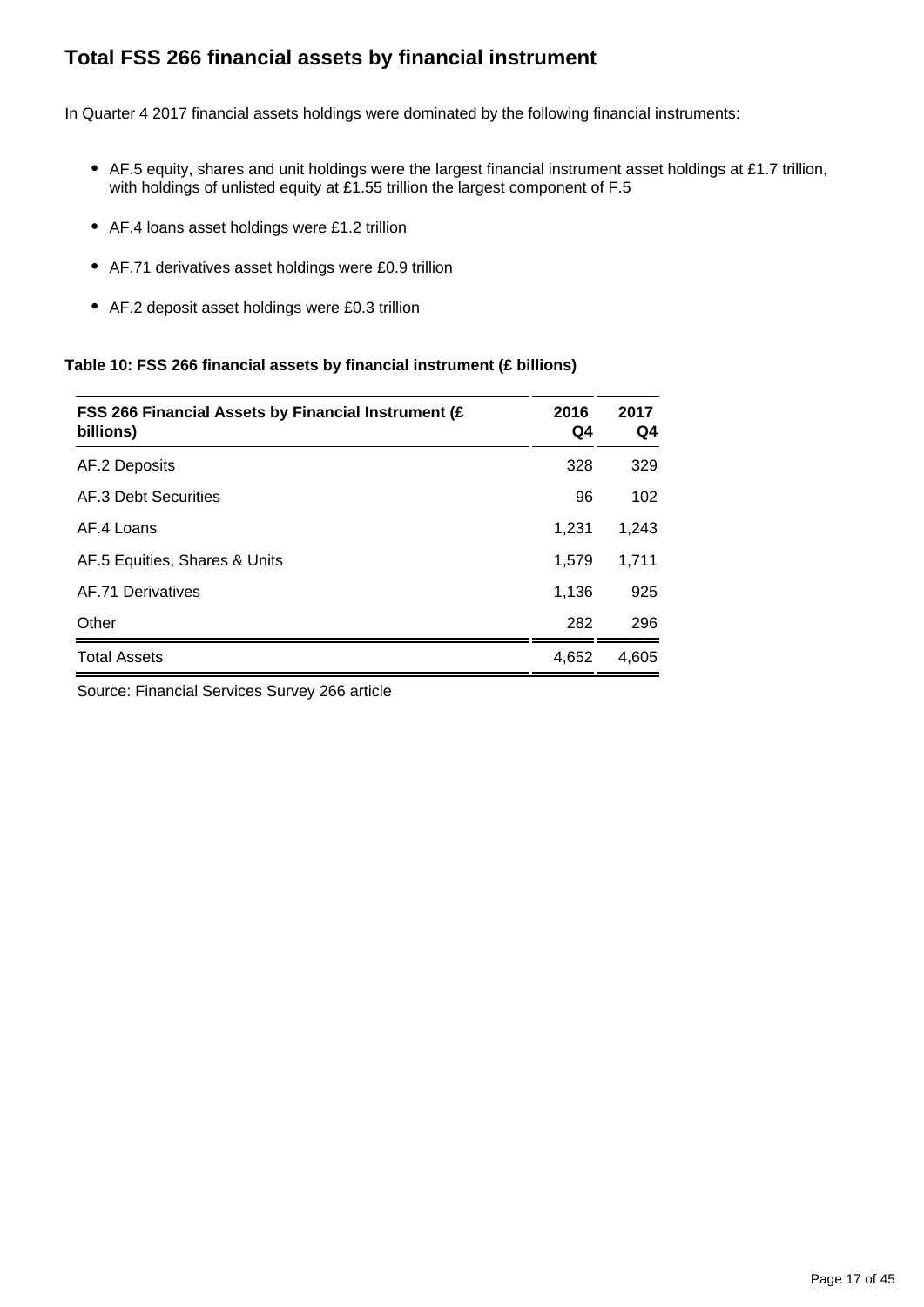## Total FSS 266 financial assets by financial instrument

In Quarter 4 2017 financial assets holdings were dominated by the following financial instruments:

- AF.5 equity, shares and unit holdings were the largest financial instrument asset holdings at £1.7 trillion, with holdings of unlisted equity at £1.55 trillion the largest component of F.5
- AF.4 loans asset holdings were £1.2 trillion
- AF.71 derivatives asset holdings were £0.9 trillion
- AF.2 deposit asset holdings were £0.3 trillion

**Table 10: FSS 266 financial assets by financial instrument (£ billions)**

| FSS 266 Financial Assets by Financial Instrument (£ billions) | 2016 Q4 | 2017 Q4 |
|---|---|---|
| AF.2 Deposits | 328 | 329 |
| AF.3 Debt Securities | 96 | 102 |
| AF.4 Loans | 1,231 | 1,243 |
| AF.5 Equities, Shares & Units | 1,579 | 1,711 |
| AF.71 Derivatives | 1,136 | 925 |
| Other | 282 | 296 |
| Total Assets | 4,652 | 4,605 |

Source: Financial Services Survey 266 article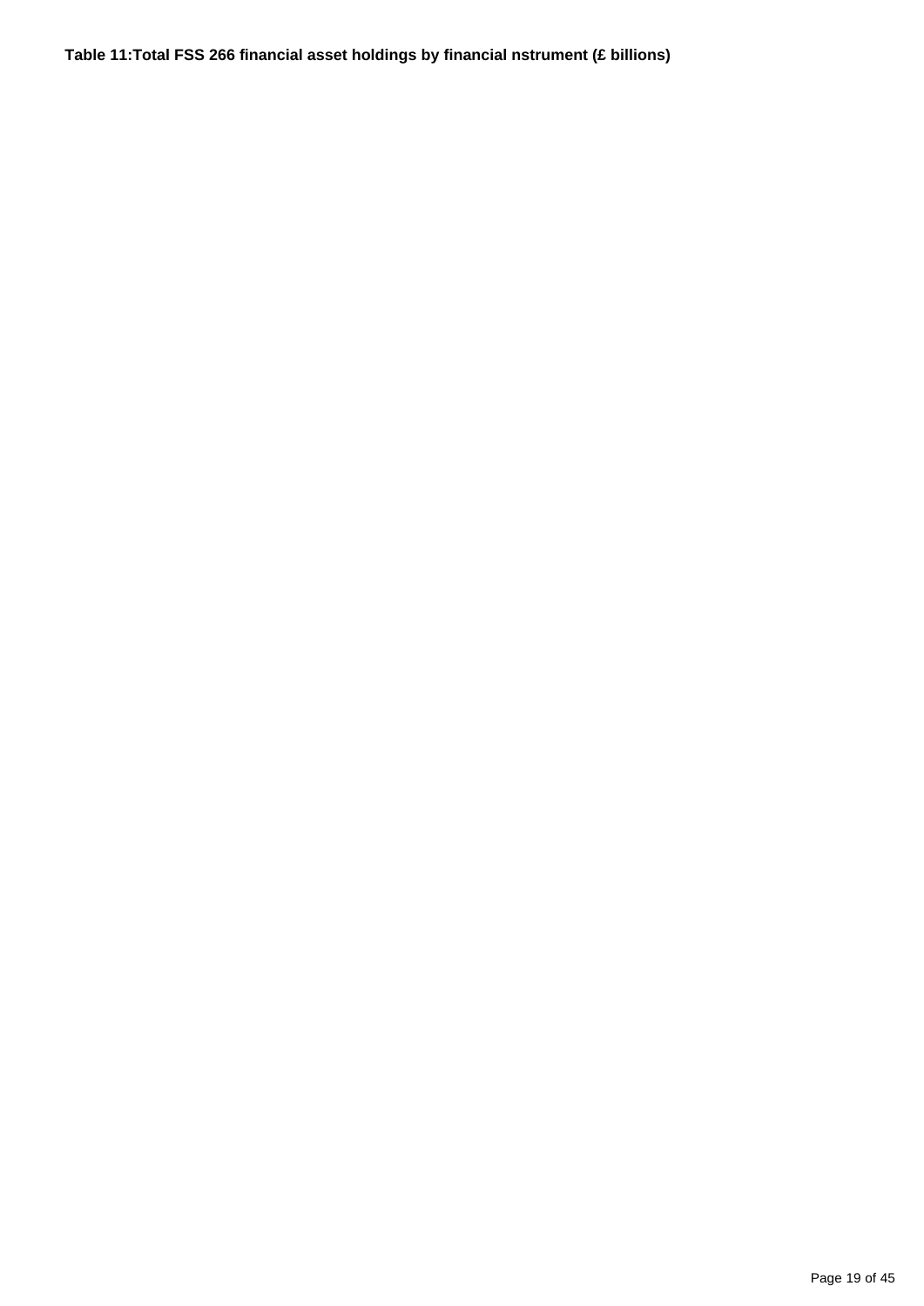**Table 11:Total FSS 266 financial asset holdings by financial nstrument (£ billions)**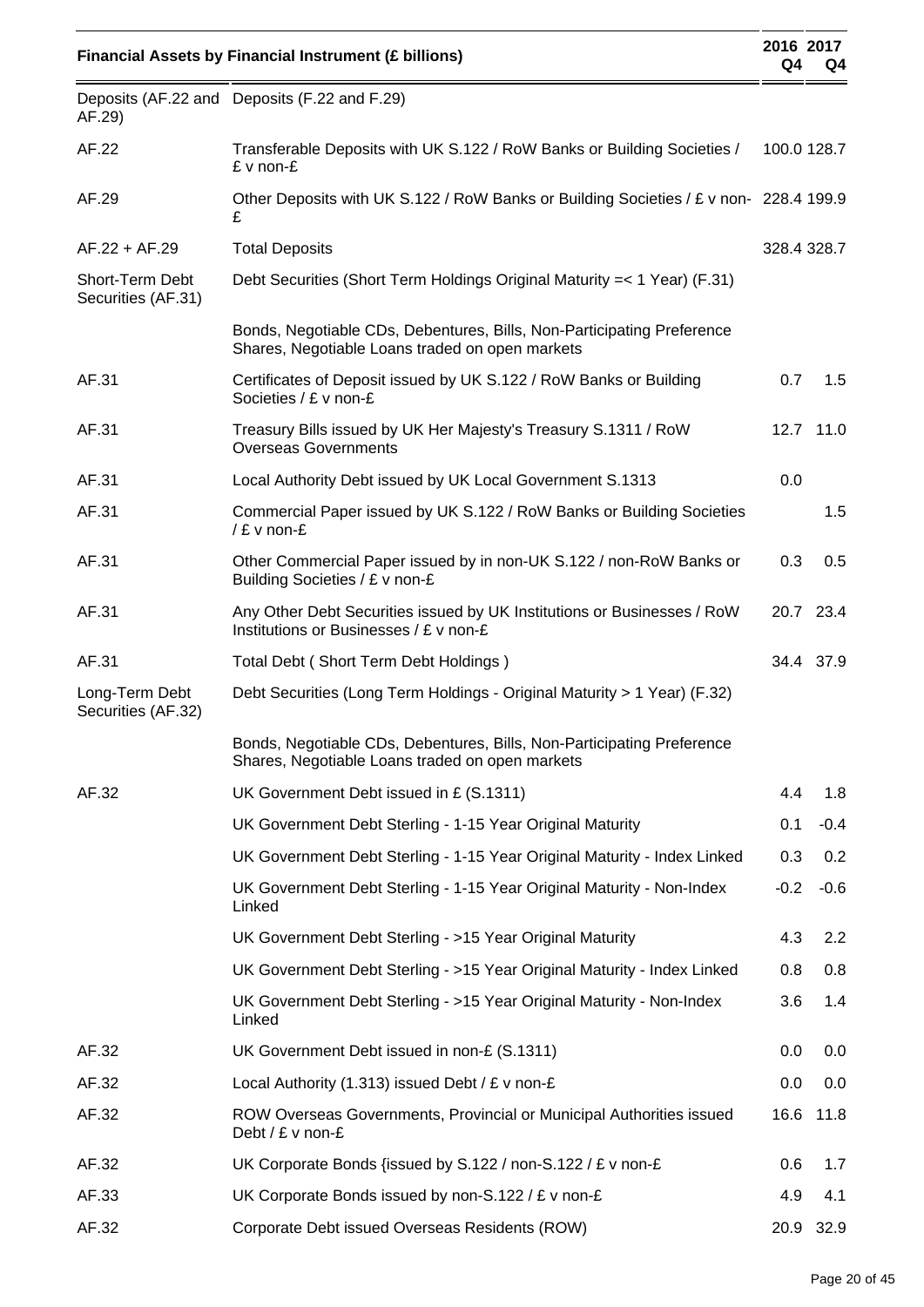| Financial Assets by Financial Instrument (£ billions) | | 2016 Q4 | 2017 Q4 |
|---|---|---|---|
| Deposits (AF.22 and AF.29) | Deposits (F.22 and F.29) | | |
| AF.22 | Transferable Deposits with UK S.122 / RoW Banks or Building Societies / £ v non-£ | 100.0 | 128.7 |
| AF.29 | Other Deposits with UK S.122 / RoW Banks or Building Societies / £ v non-£ | 228.4 | 199.9 |
| AF.22 + AF.29 | Total Deposits | 328.4 | 328.7 |
| Short-Term Debt Securities (AF.31) | Debt Securities (Short Term Holdings Original Maturity =< 1 Year) (F.31) | | |
| | Bonds, Negotiable CDs, Debentures, Bills, Non-Participating Preference Shares, Negotiable Loans traded on open markets | | |
| AF.31 | Certificates of Deposit issued by UK S.122 / RoW Banks or Building Societies / £ v non-£ | 0.7 | 1.5 |
| AF.31 | Treasury Bills issued by UK Her Majesty's Treasury S.1311 / RoW Overseas Governments | 12.7 | 11.0 |
| AF.31 | Local Authority Debt issued by UK Local Government S.1313 | 0.0 | |
| AF.31 | Commercial Paper issued by UK S.122 / RoW Banks or Building Societies / £ v non-£ | | 1.5 |
| AF.31 | Other Commercial Paper issued by in non-UK S.122 / non-RoW Banks or Building Societies / £ v non-£ | 0.3 | 0.5 |
| AF.31 | Any Other Debt Securities issued by UK Institutions or Businesses / RoW Institutions or Businesses / £ v non-£ | 20.7 | 23.4 |
| AF.31 | Total Debt ( Short Term Debt Holdings ) | 34.4 | 37.9 |
| Long-Term Debt Securities (AF.32) | Debt Securities (Long Term Holdings - Original Maturity > 1 Year) (F.32) | | |
| | Bonds, Negotiable CDs, Debentures, Bills, Non-Participating Preference Shares, Negotiable Loans traded on open markets | | |
| AF.32 | UK Government Debt issued in £ (S.1311) | 4.4 | 1.8 |
| | UK Government Debt Sterling - 1-15 Year Original Maturity | 0.1 | -0.4 |
| | UK Government Debt Sterling - 1-15 Year Original Maturity - Index Linked | 0.3 | 0.2 |
| | UK Government Debt Sterling - 1-15 Year Original Maturity - Non-Index Linked | -0.2 | -0.6 |
| | UK Government Debt Sterling - >15 Year Original Maturity | 4.3 | 2.2 |
| | UK Government Debt Sterling - >15 Year Original Maturity - Index Linked | 0.8 | 0.8 |
| | UK Government Debt Sterling - >15 Year Original Maturity - Non-Index Linked | 3.6 | 1.4 |
| AF.32 | UK Government Debt issued in non-£ (S.1311) | 0.0 | 0.0 |
| AF.32 | Local Authority (1.313) issued Debt / £ v non-£ | 0.0 | 0.0 |
| AF.32 | ROW Overseas Governments, Provincial or Municipal Authorities issued Debt / £ v non-£ | 16.6 | 11.8 |
| AF.32 | UK Corporate Bonds {issued by S.122 / non-S.122 / £ v non-£ | 0.6 | 1.7 |
| AF.33 | UK Corporate Bonds issued by non-S.122 / £ v non-£ | 4.9 | 4.1 |
| AF.32 | Corporate Debt issued Overseas Residents (ROW) | 20.9 | 32.9 |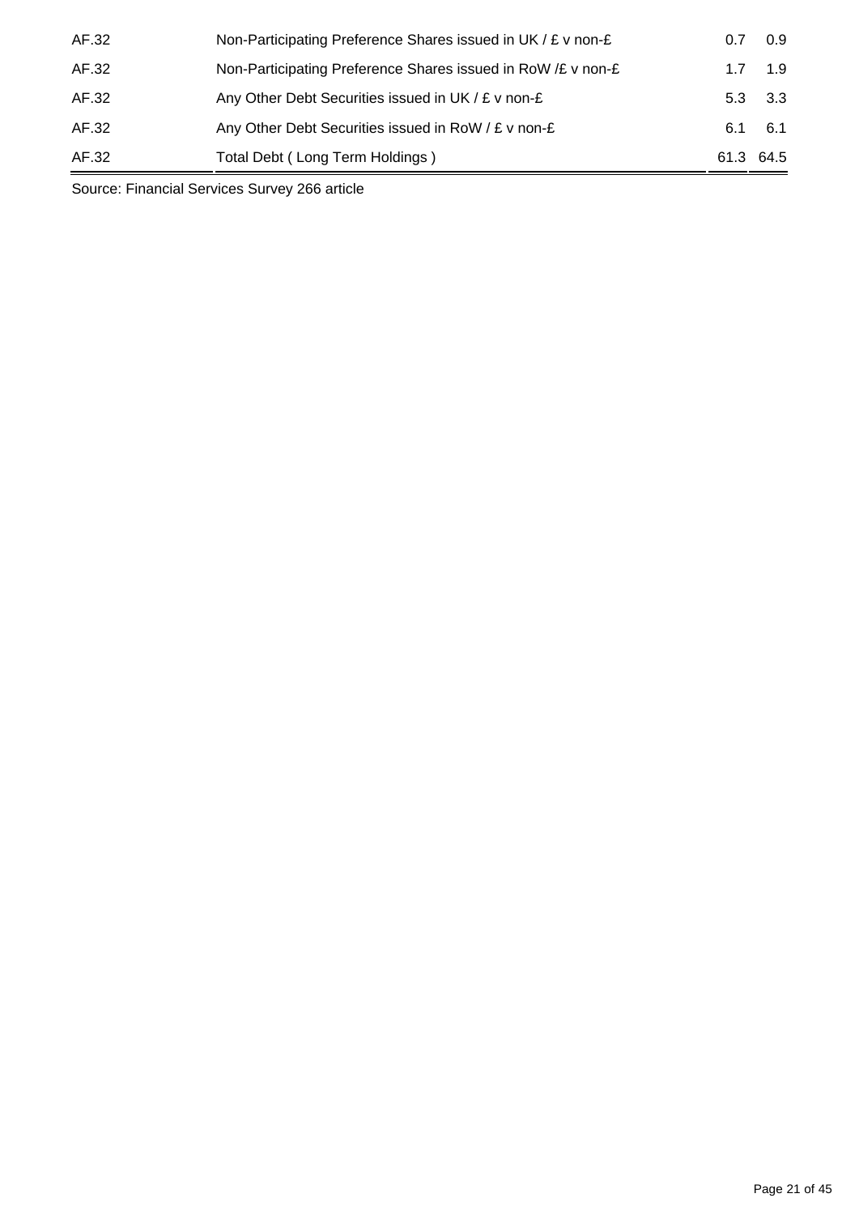| | | | |
|---|---|---|---|
| AF.32 | Non-Participating Preference Shares issued in UK / £ v non-£ | 0.7 | 0.9 |
| AF.32 | Non-Participating Preference Shares issued in RoW /£ v non-£ | 1.7 | 1.9 |
| AF.32 | Any Other Debt Securities issued in UK / £ v non-£ | 5.3 | 3.3 |
| AF.32 | Any Other Debt Securities issued in RoW / £ v non-£ | 6.1 | 6.1 |
| AF.32 | Total Debt ( Long Term Holdings ) | 61.3 | 64.5 |

Source: Financial Services Survey 266 article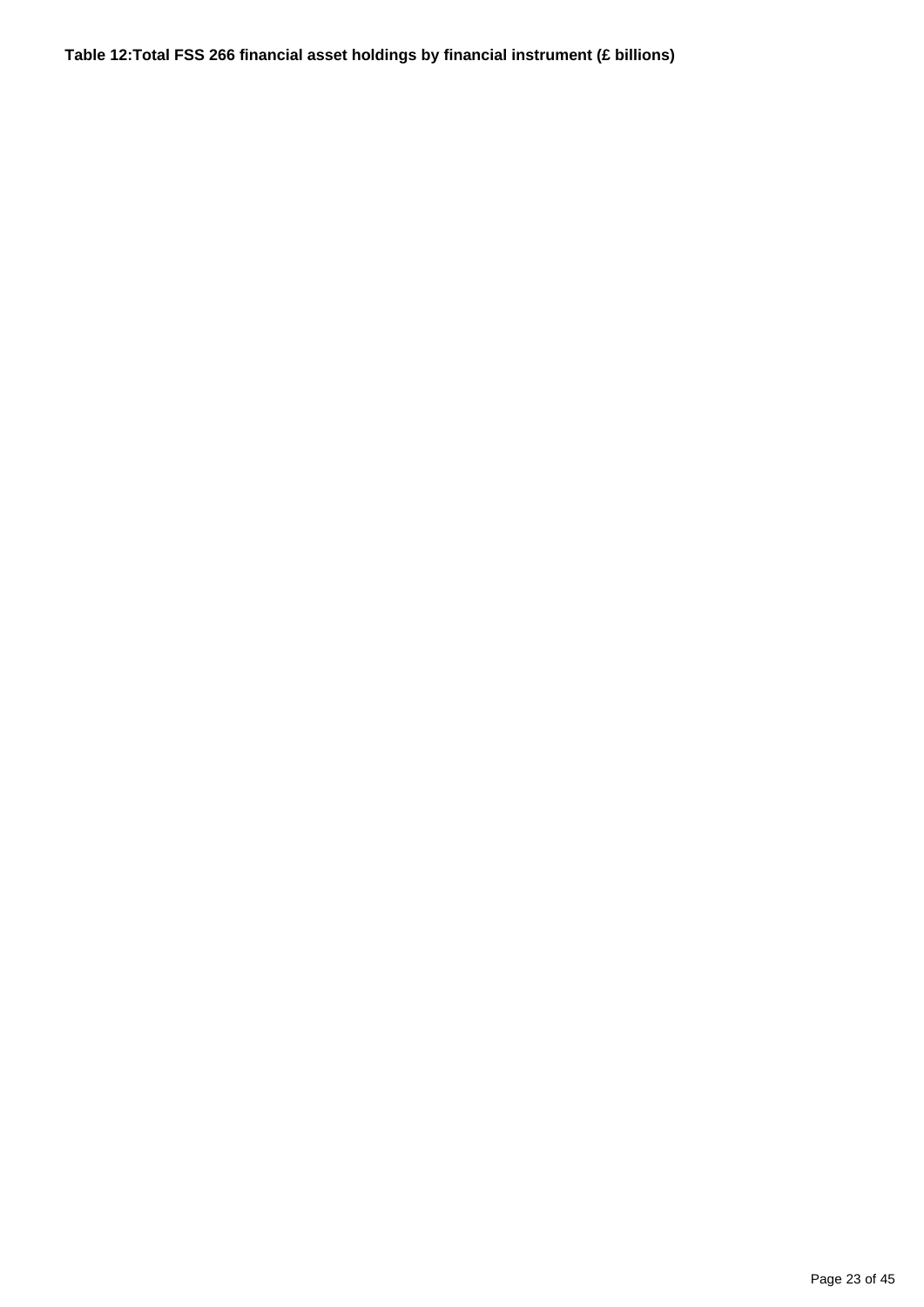**Table 12:Total FSS 266 financial asset holdings by financial instrument (£ billions)**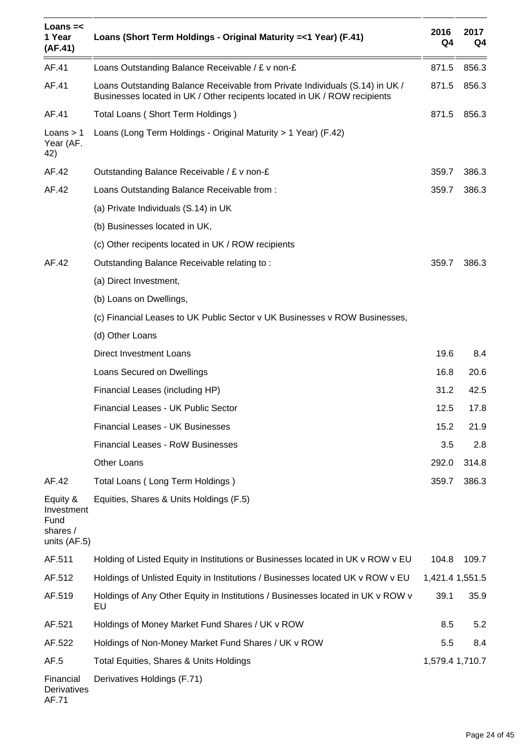| Loans =< 1 Year (AF.41) | Loans (Short Term Holdings - Original Maturity =<1 Year) (F.41) | 2016 Q4 | 2017 Q4 |
|---|---|---|---|
| AF.41 | Loans Outstanding Balance Receivable / £ v non-£ | 871.5 | 856.3 |
| AF.41 | Loans Outstanding Balance Receivable from Private Individuals (S.14) in UK / Businesses located in UK / Other recipents located in UK / ROW recipients | 871.5 | 856.3 |
| AF.41 | Total Loans ( Short Term Holdings ) | 871.5 | 856.3 |
| Loans > 1 Year (AF. 42) | Loans (Long Term Holdings - Original Maturity > 1 Year) (F.42) | | |
| AF.42 | Outstanding Balance Receivable / £ v non-£ | 359.7 | 386.3 |
| AF.42 | Loans Outstanding Balance Receivable from : | 359.7 | 386.3 |
| | (a) Private Individuals (S.14) in UK | | |
| | (b) Businesses located in UK, | | |
| | (c) Other recipents located in UK / ROW recipients | | |
| AF.42 | Outstanding Balance Receivable relating to : | 359.7 | 386.3 |
| | (a) Direct Investment, | | |
| | (b) Loans on Dwellings, | | |
| | (c) Financial Leases to UK Public Sector v UK Businesses v ROW Businesses, | | |
| | (d) Other Loans | | |
| | Direct Investment Loans | 19.6 | 8.4 |
| | Loans Secured on Dwellings | 16.8 | 20.6 |
| | Financial Leases (including HP) | 31.2 | 42.5 |
| | Financial Leases - UK Public Sector | 12.5 | 17.8 |
| | Financial Leases - UK Businesses | 15.2 | 21.9 |
| | Financial Leases - RoW Businesses | 3.5 | 2.8 |
| | Other Loans | 292.0 | 314.8 |
| AF.42 | Total Loans ( Long Term Holdings ) | 359.7 | 386.3 |
| Equity & Investment Fund shares / units (AF.5) | Equities, Shares & Units Holdings (F.5) | | |
| AF.511 | Holding of Listed Equity in Institutions or Businesses located in UK v ROW v EU | 104.8 | 109.7 |
| AF.512 | Holdings of Unlisted Equity in Institutions / Businesses located UK v ROW v EU | 1,421.4 | 1,551.5 |
| AF.519 | Holdings of Any Other Equity in Institutions / Businesses located in UK v ROW v EU | 39.1 | 35.9 |
| AF.521 | Holdings of Money Market Fund Shares / UK v ROW | 8.5 | 5.2 |
| AF.522 | Holdings of Non-Money Market Fund Shares / UK v ROW | 5.5 | 8.4 |
| AF.5 | Total Equities, Shares & Units Holdings | 1,579.4 | 1,710.7 |
| Financial Derivatives AF.71 | Derivatives Holdings (F.71) | | |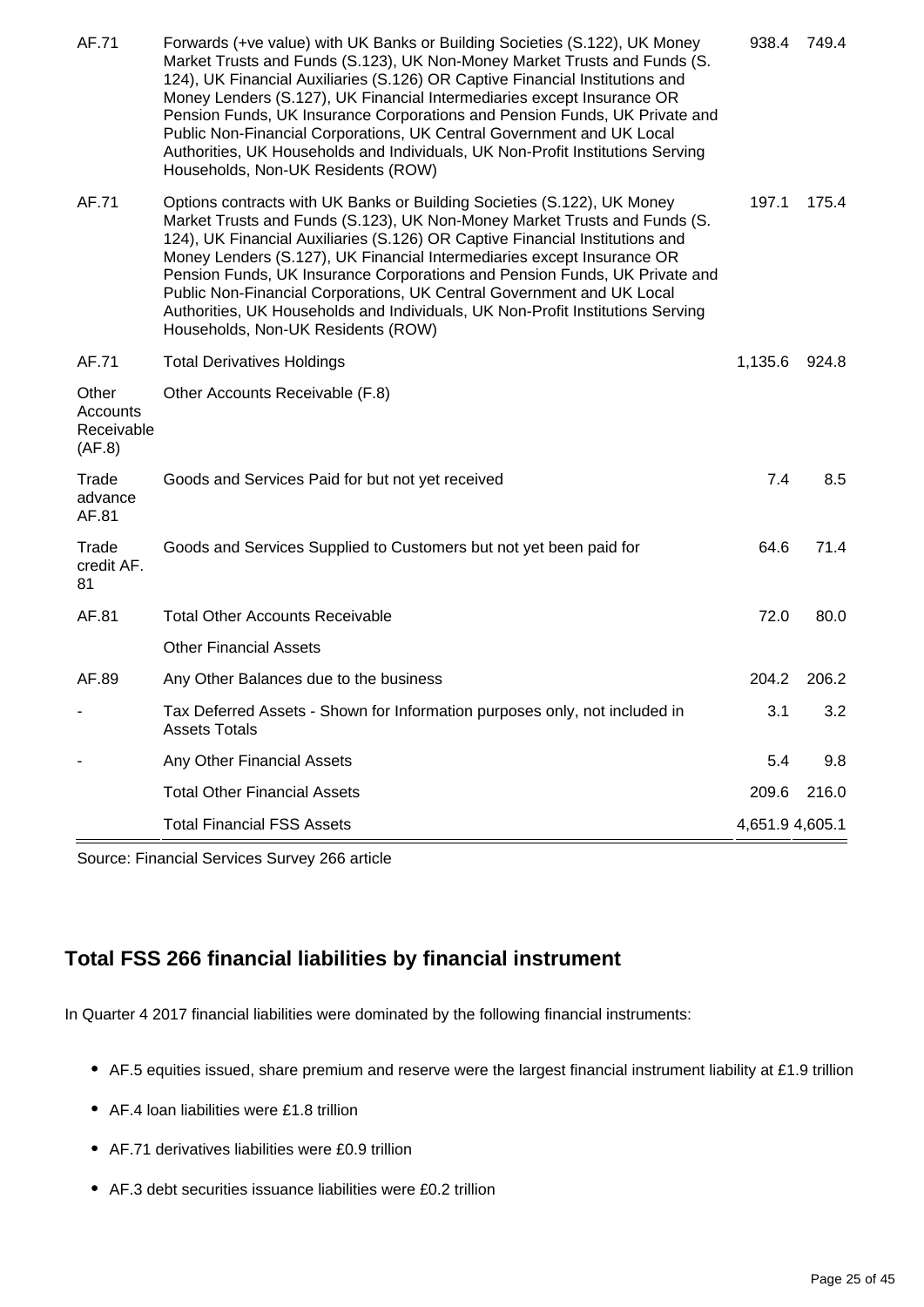| | | | |
|---|---|---|---|
| AF.71 | Forwards (+ve value) with UK Banks or Building Societies (S.122), UK Money Market Trusts and Funds (S.123), UK Non-Money Market Trusts and Funds (S. 124), UK Financial Auxiliaries (S.126) OR Captive Financial Institutions and Money Lenders (S.127), UK Financial Intermediaries except Insurance OR Pension Funds, UK Insurance Corporations and Pension Funds, UK Private and Public Non-Financial Corporations, UK Central Government and UK Local Authorities, UK Households and Individuals, UK Non-Profit Institutions Serving Households, Non-UK Residents (ROW) | 938.4 | 749.4 |
| AF.71 | Options contracts with UK Banks or Building Societies (S.122), UK Money Market Trusts and Funds (S.123), UK Non-Money Market Trusts and Funds (S. 124), UK Financial Auxiliaries (S.126) OR Captive Financial Institutions and Money Lenders (S.127), UK Financial Intermediaries except Insurance OR Pension Funds, UK Insurance Corporations and Pension Funds, UK Private and Public Non-Financial Corporations, UK Central Government and UK Local Authorities, UK Households and Individuals, UK Non-Profit Institutions Serving Households, Non-UK Residents (ROW) | 197.1 | 175.4 |
| AF.71 | Total Derivatives Holdings | 1,135.6 | 924.8 |
| Other Accounts Receivable (AF.8) | Other Accounts Receivable (F.8) | | |
| Trade advance AF.81 | Goods and Services Paid for but not yet received | 7.4 | 8.5 |
| Trade credit AF. 81 | Goods and Services Supplied to Customers but not yet been paid for | 64.6 | 71.4 |
| AF.81 | Total Other Accounts Receivable | 72.0 | 80.0 |
| | Other Financial Assets | | |
| AF.89 | Any Other Balances due to the business | 204.2 | 206.2 |
| - | Tax Deferred Assets - Shown for Information purposes only, not included in Assets Totals | 3.1 | 3.2 |
| - | Any Other Financial Assets | 5.4 | 9.8 |
| | Total Other Financial Assets | 209.6 | 216.0 |
| | Total Financial FSS Assets | 4,651.9 | 4,605.1 |

Source: Financial Services Survey 266 article

## Total FSS 266 financial liabilities by financial instrument

In Quarter 4 2017 financial liabilities were dominated by the following financial instruments:

- AF.5 equities issued, share premium and reserve were the largest financial instrument liability at £1.9 trillion
- AF.4 loan liabilities were £1.8 trillion
- AF.71 derivatives liabilities were £0.9 trillion
- AF.3 debt securities issuance liabilities were £0.2 trillion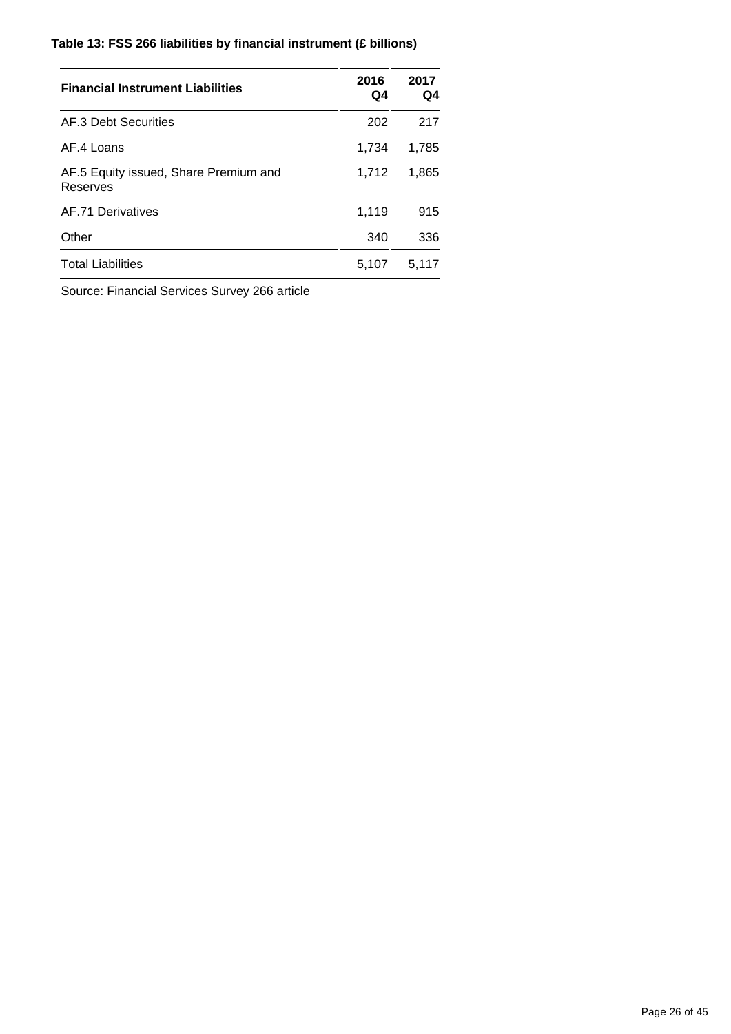**Table 13: FSS 266 liabilities by financial instrument (£ billions)**

| Financial Instrument Liabilities | 2016 Q4 | 2017 Q4 |
| --- | --- | --- |
| AF.3 Debt Securities | 202 | 217 |
| AF.4 Loans | 1,734 | 1,785 |
| AF.5 Equity issued, Share Premium and Reserves | 1,712 | 1,865 |
| AF.71 Derivatives | 1,119 | 915 |
| Other | 340 | 336 |
| Total Liabilities | 5,107 | 5,117 |

Source: Financial Services Survey 266 article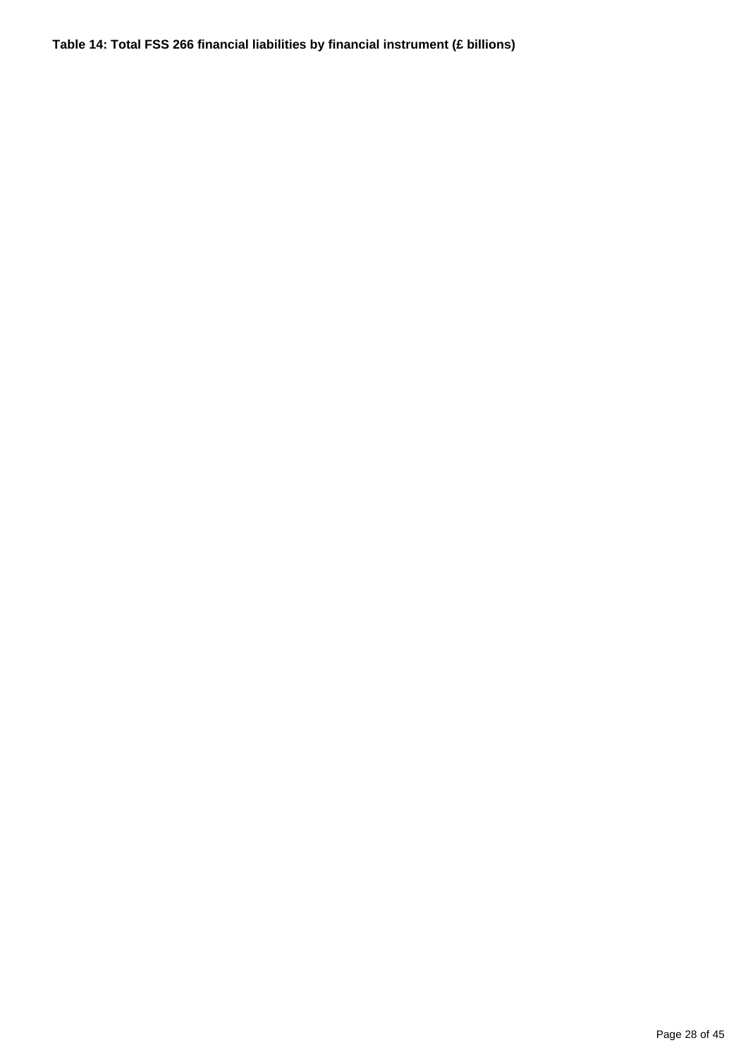**Table 14: Total FSS 266 financial liabilities by financial instrument (£ billions)**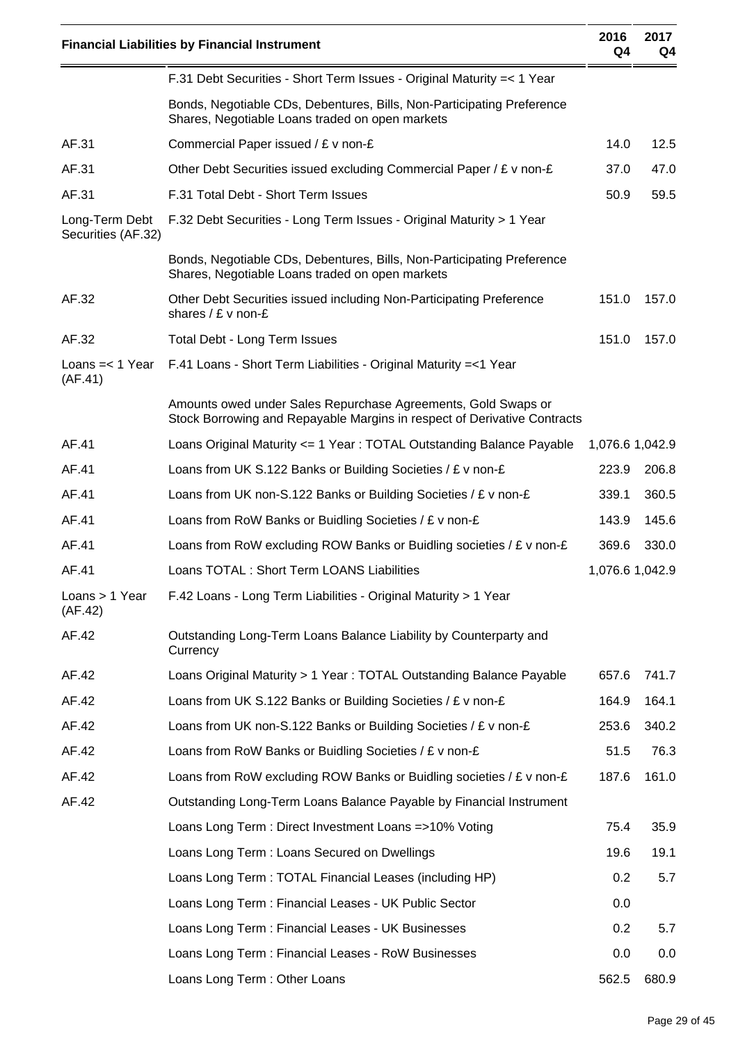| Financial Liabilities by Financial Instrument | | 2016 Q4 | 2017 Q4 |
|---|---|---|---|
| | F.31 Debt Securities - Short Term Issues - Original Maturity =< 1 Year | | |
| | Bonds, Negotiable CDs, Debentures, Bills, Non-Participating Preference Shares, Negotiable Loans traded on open markets | | |
| AF.31 | Commercial Paper issued / £ v non-£ | 14.0 | 12.5 |
| AF.31 | Other Debt Securities issued excluding Commercial Paper / £ v non-£ | 37.0 | 47.0 |
| AF.31 | F.31 Total Debt - Short Term Issues | 50.9 | 59.5 |
| Long-Term Debt Securities (AF.32) | F.32 Debt Securities - Long Term Issues - Original Maturity > 1 Year | | |
| | Bonds, Negotiable CDs, Debentures, Bills, Non-Participating Preference Shares, Negotiable Loans traded on open markets | | |
| AF.32 | Other Debt Securities issued including Non-Participating Preference shares / £ v non-£ | 151.0 | 157.0 |
| AF.32 | Total Debt - Long Term Issues | 151.0 | 157.0 |
| Loans =< 1 Year (AF.41) | F.41 Loans - Short Term Liabilities - Original Maturity =<1 Year | | |
| | Amounts owed under Sales Repurchase Agreements, Gold Swaps or Stock Borrowing and Repayable Margins in respect of Derivative Contracts | | |
| AF.41 | Loans Original Maturity <= 1 Year : TOTAL Outstanding Balance Payable | 1,076.6 | 1,042.9 |
| AF.41 | Loans from UK S.122 Banks or Building Societies / £ v non-£ | 223.9 | 206.8 |
| AF.41 | Loans from UK non-S.122 Banks or Building Societies / £ v non-£ | 339.1 | 360.5 |
| AF.41 | Loans from RoW Banks or Buidling Societies / £ v non-£ | 143.9 | 145.6 |
| AF.41 | Loans from RoW excluding ROW Banks or Buidling societies / £ v non-£ | 369.6 | 330.0 |
| AF.41 | Loans TOTAL : Short Term LOANS Liabilities | 1,076.6 | 1,042.9 |
| Loans > 1 Year (AF.42) | F.42 Loans - Long Term Liabilities - Original Maturity > 1 Year | | |
| AF.42 | Outstanding Long-Term Loans Balance Liability by Counterparty and Currency | | |
| AF.42 | Loans Original Maturity > 1 Year : TOTAL Outstanding Balance Payable | 657.6 | 741.7 |
| AF.42 | Loans from UK S.122 Banks or Building Societies / £ v non-£ | 164.9 | 164.1 |
| AF.42 | Loans from UK non-S.122 Banks or Building Societies / £ v non-£ | 253.6 | 340.2 |
| AF.42 | Loans from RoW Banks or Buidling Societies / £ v non-£ | 51.5 | 76.3 |
| AF.42 | Loans from RoW excluding ROW Banks or Buidling societies / £ v non-£ | 187.6 | 161.0 |
| AF.42 | Outstanding Long-Term Loans Balance Payable by Financial Instrument | | |
| | Loans Long Term : Direct Investment Loans =>10% Voting | 75.4 | 35.9 |
| | Loans Long Term : Loans Secured on Dwellings | 19.6 | 19.1 |
| | Loans Long Term : TOTAL Financial Leases (including HP) | 0.2 | 5.7 |
| | Loans Long Term : Financial Leases - UK Public Sector | 0.0 | |
| | Loans Long Term : Financial Leases - UK Businesses | 0.2 | 5.7 |
| | Loans Long Term : Financial Leases - RoW Businesses | 0.0 | 0.0 |
| | Loans Long Term : Other Loans | 562.5 | 680.9 |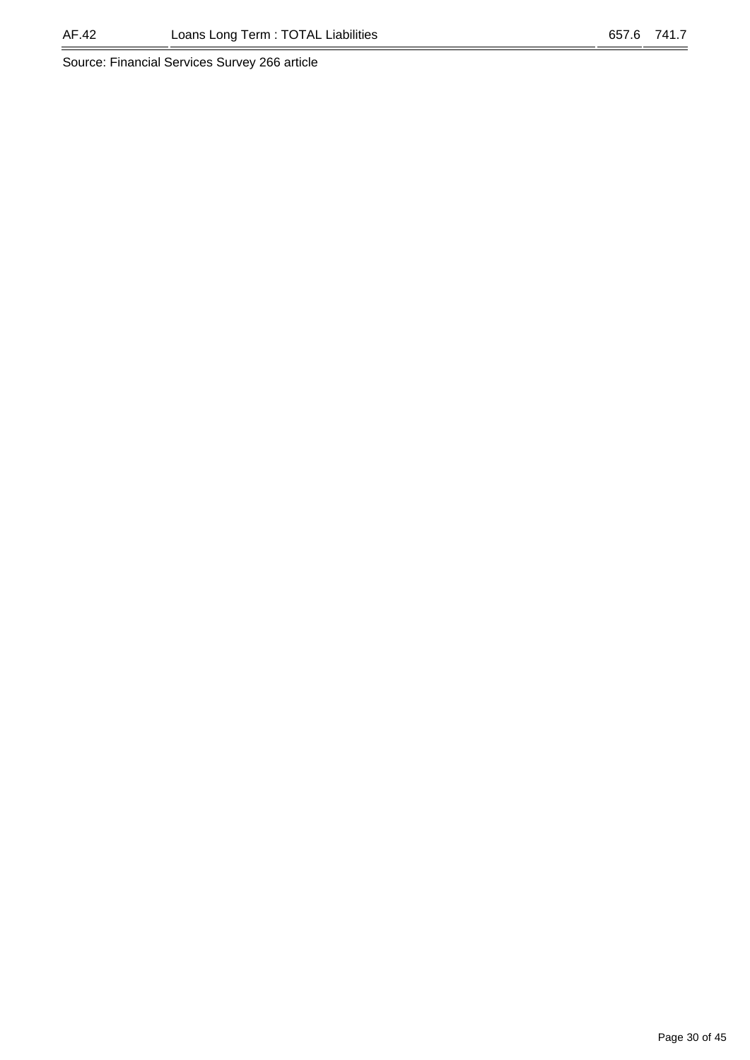| AF.42 | Loans Long Term : TOTAL Liabilities | 657.6 | 741.7 |
|---|---|---|---|

Source: Financial Services Survey 266 article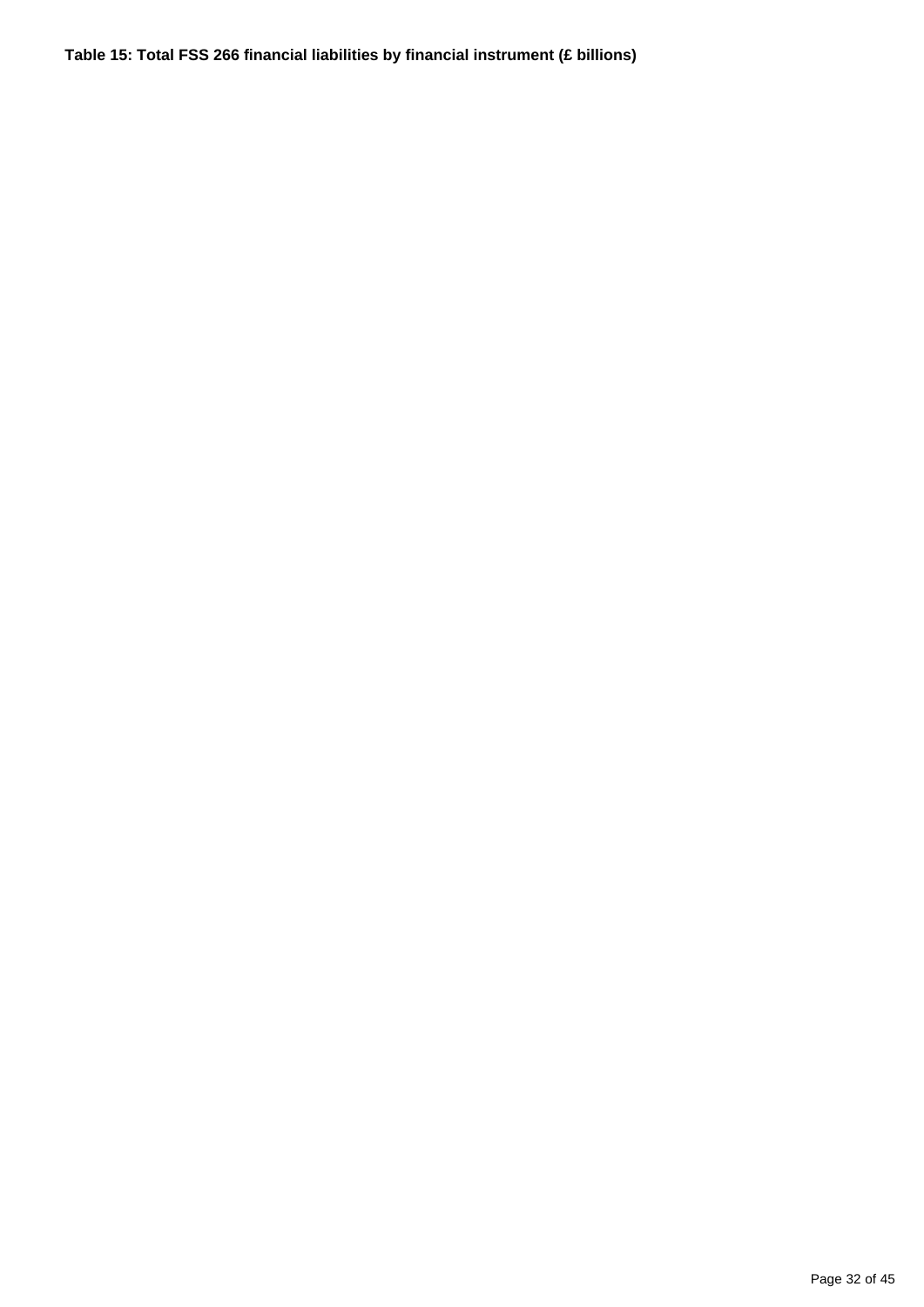**Table 15: Total FSS 266 financial liabilities by financial instrument (£ billions)**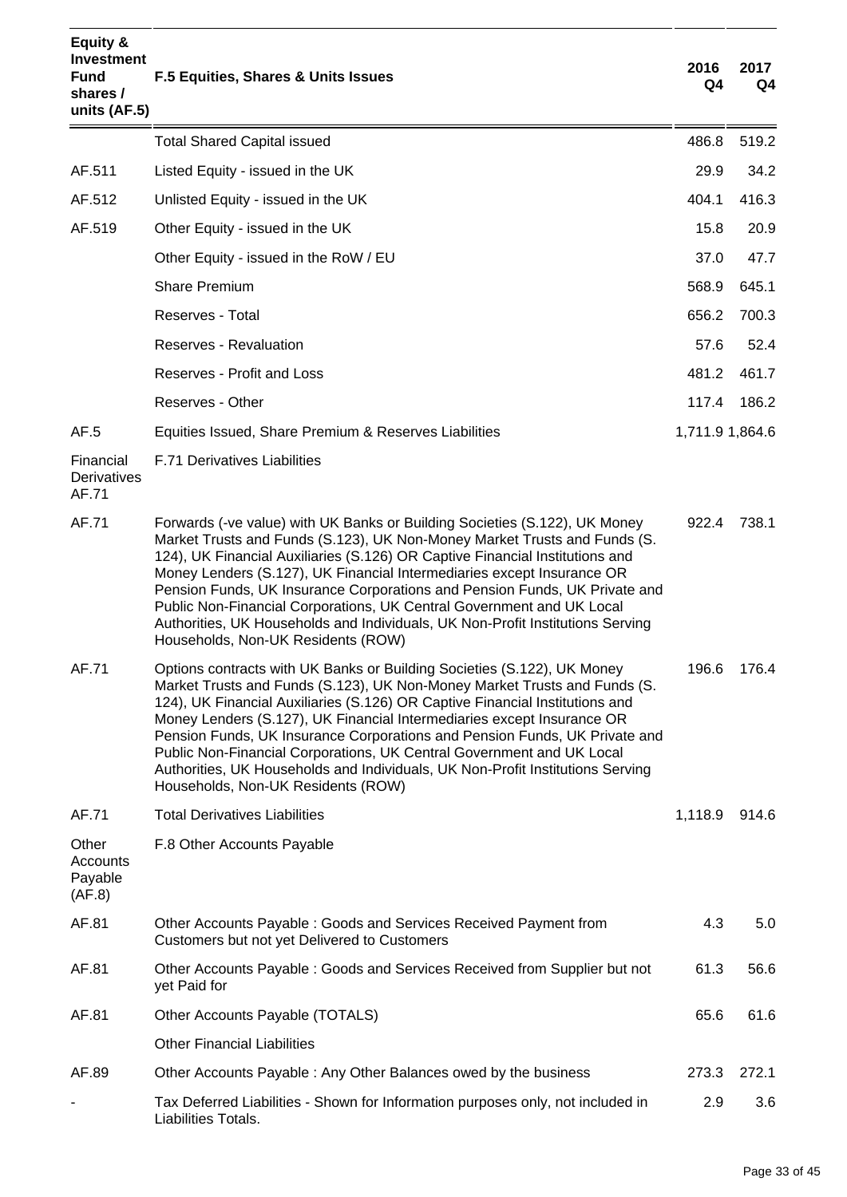| Equity & Investment Fund shares / units (AF.5) | F.5 Equities, Shares & Units Issues | 2016 Q4 | 2017 Q4 |
|---|---|---|---|
| | Total Shared Capital issued | 486.8 | 519.2 |
| AF.511 | Listed Equity - issued in the UK | 29.9 | 34.2 |
| AF.512 | Unlisted Equity - issued in the UK | 404.1 | 416.3 |
| AF.519 | Other Equity - issued in the UK | 15.8 | 20.9 |
| | Other Equity - issued in the RoW / EU | 37.0 | 47.7 |
| | Share Premium | 568.9 | 645.1 |
| | Reserves - Total | 656.2 | 700.3 |
| | Reserves - Revaluation | 57.6 | 52.4 |
| | Reserves - Profit and Loss | 481.2 | 461.7 |
| | Reserves - Other | 117.4 | 186.2 |
| AF.5 | Equities Issued, Share Premium & Reserves Liabilities | 1,711.9 | 1,864.6 |
| Financial Derivatives AF.71 | F.71 Derivatives Liabilities | | |
| AF.71 | Forwards (-ve value) with UK Banks or Building Societies (S.122), UK Money Market Trusts and Funds (S.123), UK Non-Money Market Trusts and Funds (S. 124), UK Financial Auxiliaries (S.126) OR Captive Financial Institutions and Money Lenders (S.127), UK Financial Intermediaries except Insurance OR Pension Funds, UK Insurance Corporations and Pension Funds, UK Private and Public Non-Financial Corporations, UK Central Government and UK Local Authorities, UK Households and Individuals, UK Non-Profit Institutions Serving Households, Non-UK Residents (ROW) | 922.4 | 738.1 |
| AF.71 | Options contracts with UK Banks or Building Societies (S.122), UK Money Market Trusts and Funds (S.123), UK Non-Money Market Trusts and Funds (S. 124), UK Financial Auxiliaries (S.126) OR Captive Financial Institutions and Money Lenders (S.127), UK Financial Intermediaries except Insurance OR Pension Funds, UK Insurance Corporations and Pension Funds, UK Private and Public Non-Financial Corporations, UK Central Government and UK Local Authorities, UK Households and Individuals, UK Non-Profit Institutions Serving Households, Non-UK Residents (ROW) | 196.6 | 176.4 |
| AF.71 | Total Derivatives Liabilities | 1,118.9 | 914.6 |
| Other Accounts Payable (AF.8) | F.8 Other Accounts Payable | | |
| AF.81 | Other Accounts Payable : Goods and Services Received Payment from Customers but not yet Delivered to Customers | 4.3 | 5.0 |
| AF.81 | Other Accounts Payable : Goods and Services Received from Supplier but not yet Paid for | 61.3 | 56.6 |
| AF.81 | Other Accounts Payable (TOTALS) | 65.6 | 61.6 |
| | Other Financial Liabilities | | |
| AF.89 | Other Accounts Payable : Any Other Balances owed by the business | 273.3 | 272.1 |
| - | Tax Deferred Liabilities - Shown for Information purposes only, not included in Liabilities Totals. | 2.9 | 3.6 |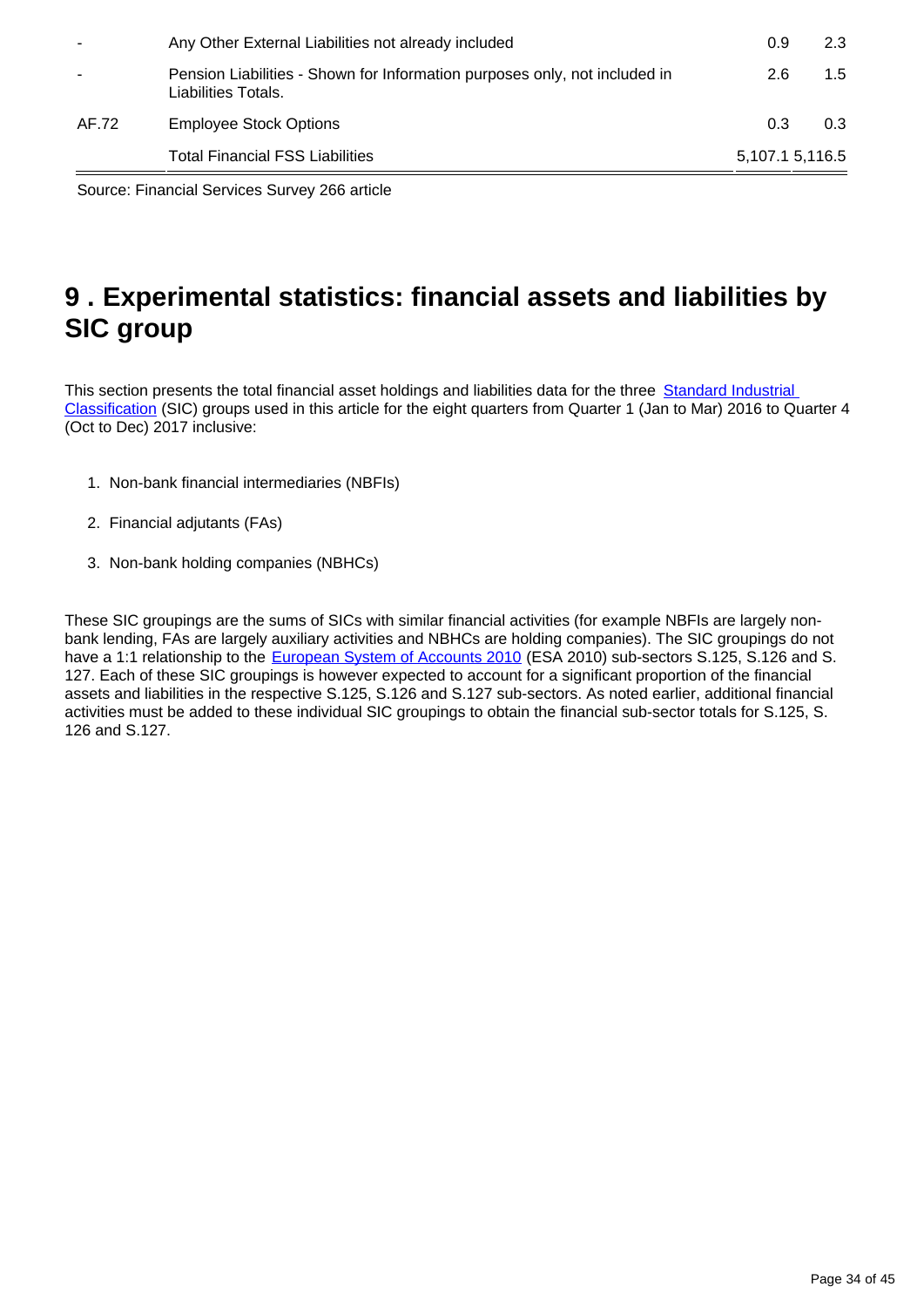| | | | |
|---|---|---|---|
| - | Any Other External Liabilities not already included | 0.9 | 2.3 |
| - | Pension Liabilities - Shown for Information purposes only, not included in Liabilities Totals. | 2.6 | 1.5 |
| AF.72 | Employee Stock Options | 0.3 | 0.3 |
| | Total Financial FSS Liabilities | 5,107.1 | 5,116.5 |

Source: Financial Services Survey 266 article

## 9 . Experimental statistics: financial assets and liabilities by SIC group

This section presents the total financial asset holdings and liabilities data for the three Standard Industrial Classification (SIC) groups used in this article for the eight quarters from Quarter 1 (Jan to Mar) 2016 to Quarter 4 (Oct to Dec) 2017 inclusive:

1. Non-bank financial intermediaries (NBFIs)
2. Financial adjutants (FAs)
3. Non-bank holding companies (NBHCs)

These SIC groupings are the sums of SICs with similar financial activities (for example NBFIs are largely non-bank lending, FAs are largely auxiliary activities and NBHCs are holding companies). The SIC groupings do not have a 1:1 relationship to the European System of Accounts 2010 (ESA 2010) sub-sectors S.125, S.126 and S.127. Each of these SIC groupings is however expected to account for a significant proportion of the financial assets and liabilities in the respective S.125, S.126 and S.127 sub-sectors. As noted earlier, additional financial activities must be added to these individual SIC groupings to obtain the financial sub-sector totals for S.125, S.126 and S.127.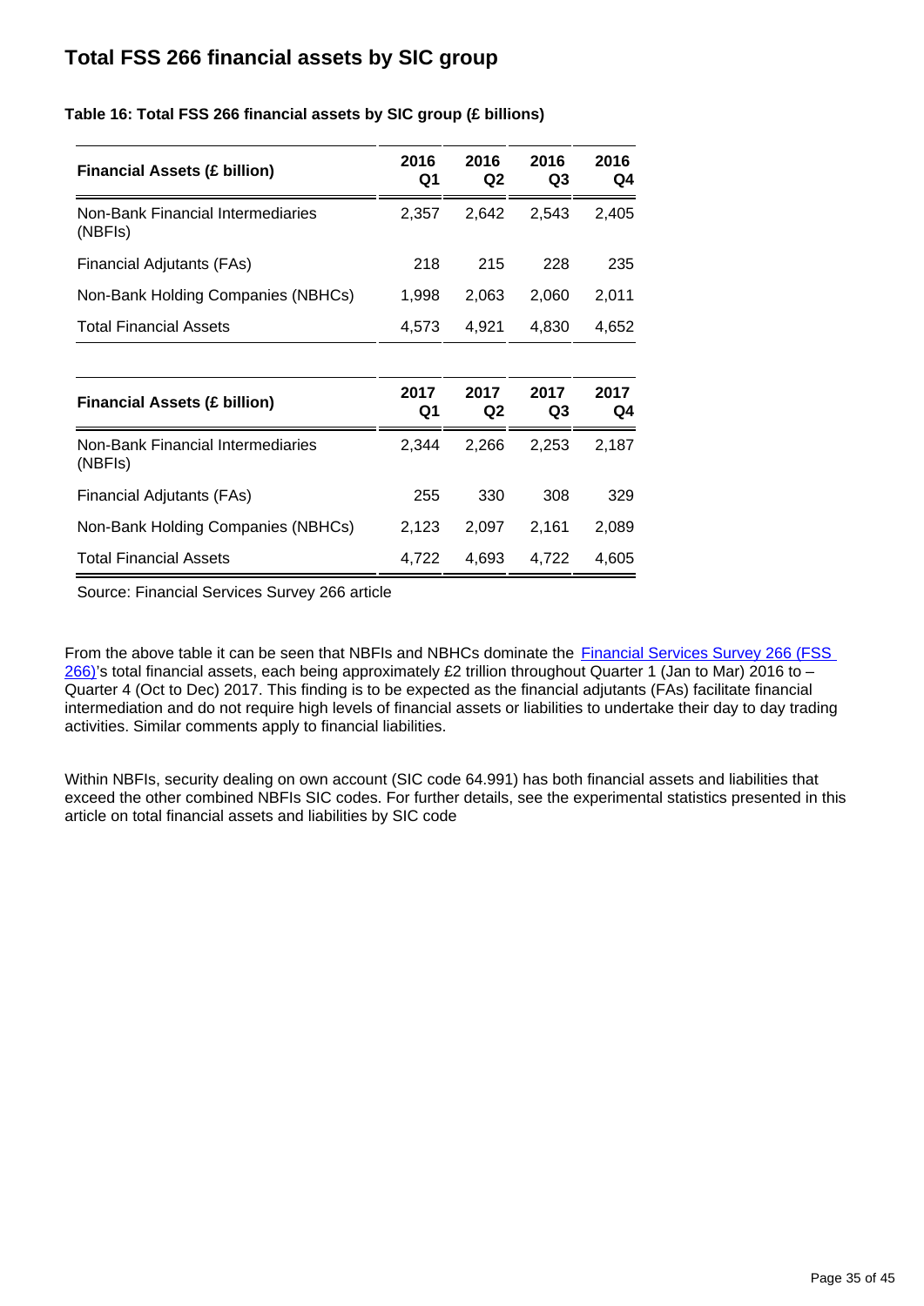## Total FSS 266 financial assets by SIC group

**Table 16: Total FSS 266 financial assets by SIC group (£ billions)**

| Financial Assets (£ billion) | 2016 Q1 | 2016 Q2 | 2016 Q3 | 2016 Q4 |
|---|---|---|---|---|
| Non-Bank Financial Intermediaries (NBFIs) | 2,357 | 2,642 | 2,543 | 2,405 |
| Financial Adjutants (FAs) | 218 | 215 | 228 | 235 |
| Non-Bank Holding Companies (NBHCs) | 1,998 | 2,063 | 2,060 | 2,011 |
| Total Financial Assets | 4,573 | 4,921 | 4,830 | 4,652 |

| Financial Assets (£ billion) | 2017 Q1 | 2017 Q2 | 2017 Q3 | 2017 Q4 |
|---|---|---|---|---|
| Non-Bank Financial Intermediaries (NBFIs) | 2,344 | 2,266 | 2,253 | 2,187 |
| Financial Adjutants (FAs) | 255 | 330 | 308 | 329 |
| Non-Bank Holding Companies (NBHCs) | 2,123 | 2,097 | 2,161 | 2,089 |
| Total Financial Assets | 4,722 | 4,693 | 4,722 | 4,605 |

Source: Financial Services Survey 266 article

From the above table it can be seen that NBFIs and NBHCs dominate the Financial Services Survey 266 (FSS 266)'s total financial assets, each being approximately £2 trillion throughout Quarter 1 (Jan to Mar) 2016 to – Quarter 4 (Oct to Dec) 2017. This finding is to be expected as the financial adjutants (FAs) facilitate financial intermediation and do not require high levels of financial assets or liabilities to undertake their day to day trading activities. Similar comments apply to financial liabilities.

Within NBFIs, security dealing on own account (SIC code 64.991) has both financial assets and liabilities that exceed the other combined NBFIs SIC codes. For further details, see the experimental statistics presented in this article on total financial assets and liabilities by SIC code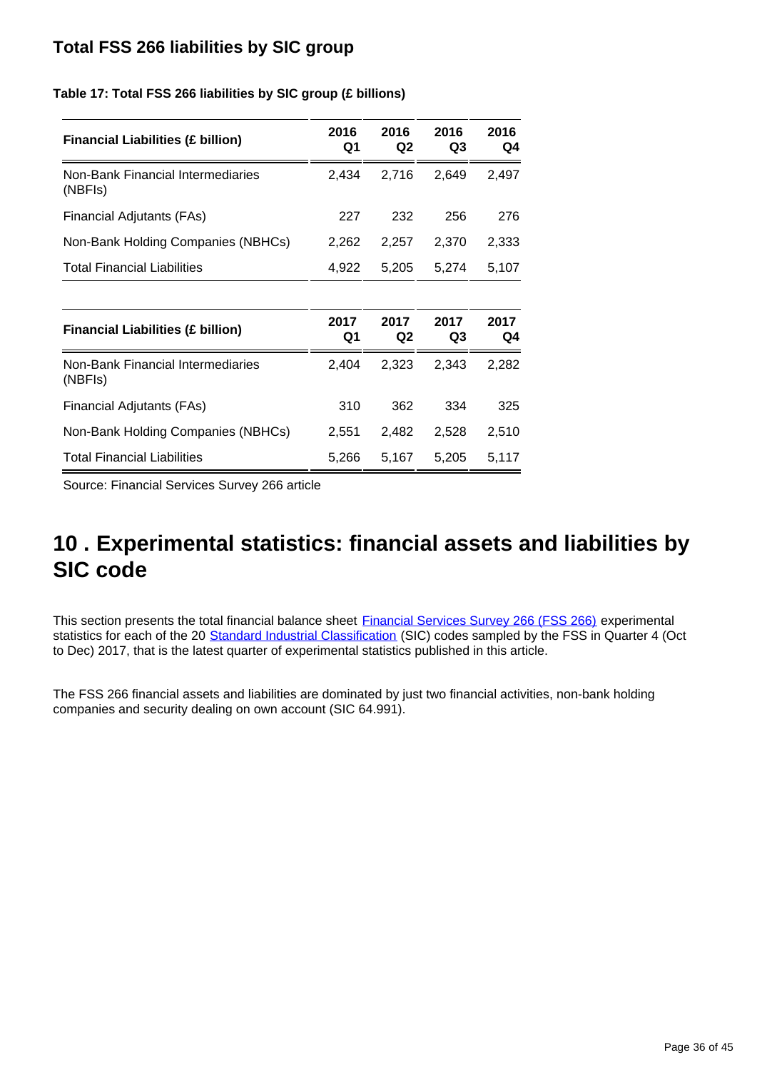## Total FSS 266 liabilities by SIC group

**Table 17: Total FSS 266 liabilities by SIC group (£ billions)**

| Financial Liabilities (£ billion) | 2016 Q1 | 2016 Q2 | 2016 Q3 | 2016 Q4 |
|---|---|---|---|---|
| Non-Bank Financial Intermediaries (NBFIs) | 2,434 | 2,716 | 2,649 | 2,497 |
| Financial Adjutants (FAs) | 227 | 232 | 256 | 276 |
| Non-Bank Holding Companies (NBHCs) | 2,262 | 2,257 | 2,370 | 2,333 |
| Total Financial Liabilities | 4,922 | 5,205 | 5,274 | 5,107 |

| Financial Liabilities (£ billion) | 2017 Q1 | 2017 Q2 | 2017 Q3 | 2017 Q4 |
|---|---|---|---|---|
| Non-Bank Financial Intermediaries (NBFIs) | 2,404 | 2,323 | 2,343 | 2,282 |
| Financial Adjutants (FAs) | 310 | 362 | 334 | 325 |
| Non-Bank Holding Companies (NBHCs) | 2,551 | 2,482 | 2,528 | 2,510 |
| Total Financial Liabilities | 5,266 | 5,167 | 5,205 | 5,117 |

Source: Financial Services Survey 266 article

# 10 . Experimental statistics: financial assets and liabilities by SIC code

This section presents the total financial balance sheet Financial Services Survey 266 (FSS 266) experimental statistics for each of the 20 Standard Industrial Classification (SIC) codes sampled by the FSS in Quarter 4 (Oct to Dec) 2017, that is the latest quarter of experimental statistics published in this article.

The FSS 266 financial assets and liabilities are dominated by just two financial activities, non-bank holding companies and security dealing on own account (SIC 64.991).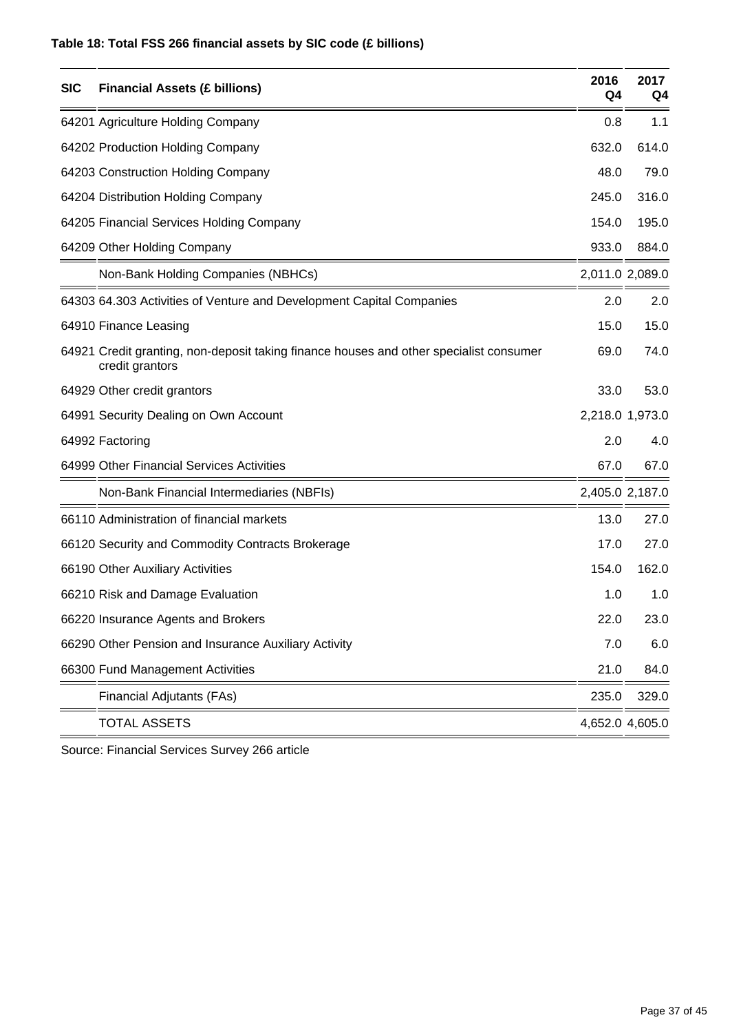**Table 18: Total FSS 266 financial assets by SIC code (£ billions)**

| SIC | Financial Assets (£ billions) | 2016 Q4 | 2017 Q4 |
|---|---|---|---|
| 64201 | Agriculture Holding Company | 0.8 | 1.1 |
| 64202 | Production Holding Company | 632.0 | 614.0 |
| 64203 | Construction Holding Company | 48.0 | 79.0 |
| 64204 | Distribution Holding Company | 245.0 | 316.0 |
| 64205 | Financial Services Holding Company | 154.0 | 195.0 |
| 64209 | Other Holding Company | 933.0 | 884.0 |
| | Non-Bank Holding Companies (NBHCs) | 2,011.0 | 2,089.0 |
| 64303 | 64.303 Activities of Venture and Development Capital Companies | 2.0 | 2.0 |
| 64910 | Finance Leasing | 15.0 | 15.0 |
| 64921 | Credit granting, non-deposit taking finance houses and other specialist consumer credit grantors | 69.0 | 74.0 |
| 64929 | Other credit grantors | 33.0 | 53.0 |
| 64991 | Security Dealing on Own Account | 2,218.0 | 1,973.0 |
| 64992 | Factoring | 2.0 | 4.0 |
| 64999 | Other Financial Services Activities | 67.0 | 67.0 |
| | Non-Bank Financial Intermediaries (NBFIs) | 2,405.0 | 2,187.0 |
| 66110 | Administration of financial markets | 13.0 | 27.0 |
| 66120 | Security and Commodity Contracts Brokerage | 17.0 | 27.0 |
| 66190 | Other Auxiliary Activities | 154.0 | 162.0 |
| 66210 | Risk and Damage Evaluation | 1.0 | 1.0 |
| 66220 | Insurance Agents and Brokers | 22.0 | 23.0 |
| 66290 | Other Pension and Insurance Auxiliary Activity | 7.0 | 6.0 |
| 66300 | Fund Management Activities | 21.0 | 84.0 |
| | Financial Adjutants (FAs) | 235.0 | 329.0 |
| | TOTAL ASSETS | 4,652.0 | 4,605.0 |

Source: Financial Services Survey 266 article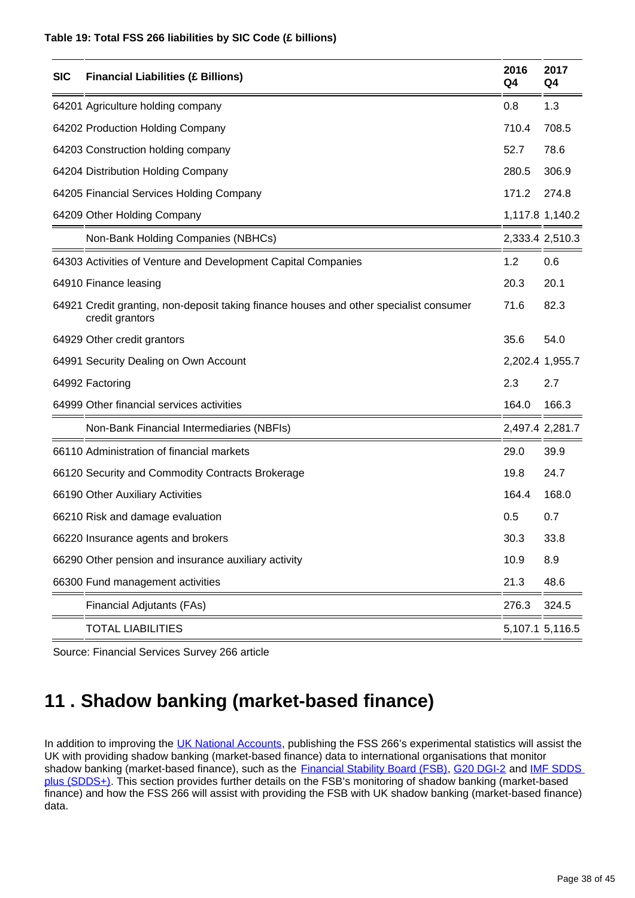**Table 19: Total FSS 266 liabilities by SIC Code (£ billions)**

| SIC | Financial Liabilities (£ Billions) | 2016 Q4 | 2017 Q4 |
|---|---|---|---|
| 64201 | Agriculture holding company | 0.8 | 1.3 |
| 64202 | Production Holding Company | 710.4 | 708.5 |
| 64203 | Construction holding company | 52.7 | 78.6 |
| 64204 | Distribution Holding Company | 280.5 | 306.9 |
| 64205 | Financial Services Holding Company | 171.2 | 274.8 |
| 64209 | Other Holding Company | 1,117.8 | 1,140.2 |
| | Non-Bank Holding Companies (NBHCs) | 2,333.4 | 2,510.3 |
| 64303 | Activities of Venture and Development Capital Companies | 1.2 | 0.6 |
| 64910 | Finance leasing | 20.3 | 20.1 |
| 64921 | Credit granting, non-deposit taking finance houses and other specialist consumer credit grantors | 71.6 | 82.3 |
| 64929 | Other credit grantors | 35.6 | 54.0 |
| 64991 | Security Dealing on Own Account | 2,202.4 | 1,955.7 |
| 64992 | Factoring | 2.3 | 2.7 |
| 64999 | Other financial services activities | 164.0 | 166.3 |
| | Non-Bank Financial Intermediaries (NBFIs) | 2,497.4 | 2,281.7 |
| 66110 | Administration of financial markets | 29.0 | 39.9 |
| 66120 | Security and Commodity Contracts Brokerage | 19.8 | 24.7 |
| 66190 | Other Auxiliary Activities | 164.4 | 168.0 |
| 66210 | Risk and damage evaluation | 0.5 | 0.7 |
| 66220 | Insurance agents and brokers | 30.3 | 33.8 |
| 66290 | Other pension and insurance auxiliary activity | 10.9 | 8.9 |
| 66300 | Fund management activities | 21.3 | 48.6 |
| | Financial Adjutants (FAs) | 276.3 | 324.5 |
| | TOTAL LIABILITIES | 5,107.1 | 5,116.5 |

Source: Financial Services Survey 266 article

## 11 . Shadow banking (market-based finance)

In addition to improving the UK National Accounts, publishing the FSS 266's experimental statistics will assist the UK with providing shadow banking (market-based finance) data to international organisations that monitor shadow banking (market-based finance), such as the Financial Stability Board (FSB), G20 DGI-2 and IMF SDDS plus (SDDS+). This section provides further details on the FSB's monitoring of shadow banking (market-based finance) and how the FSS 266 will assist with providing the FSB with UK shadow banking (market-based finance) data.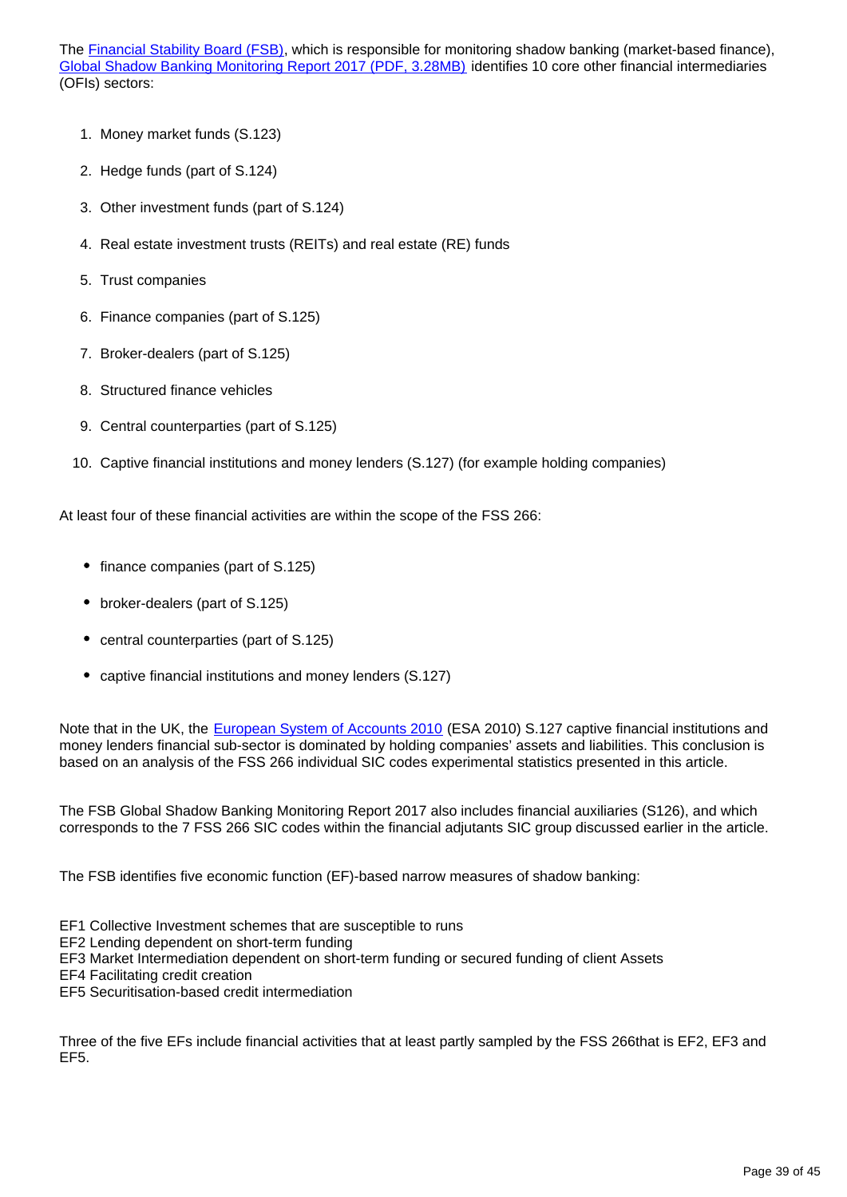The [Financial Stability Board (FSB)](), which is responsible for monitoring shadow banking (market-based finance), [Global Shadow Banking Monitoring Report 2017 (PDF, 3.28MB)]() identifies 10 core other financial intermediaries (OFIs) sectors:

1. Money market funds (S.123)
2. Hedge funds (part of S.124)
3. Other investment funds (part of S.124)
4. Real estate investment trusts (REITs) and real estate (RE) funds
5. Trust companies
6. Finance companies (part of S.125)
7. Broker-dealers (part of S.125)
8. Structured finance vehicles
9. Central counterparties (part of S.125)
10. Captive financial institutions and money lenders (S.127) (for example holding companies)

At least four of these financial activities are within the scope of the FSS 266:

- finance companies (part of S.125)
- broker-dealers (part of S.125)
- central counterparties (part of S.125)
- captive financial institutions and money lenders (S.127)

Note that in the UK, the [European System of Accounts 2010]() (ESA 2010) S.127 captive financial institutions and money lenders financial sub-sector is dominated by holding companies' assets and liabilities. This conclusion is based on an analysis of the FSS 266 individual SIC codes experimental statistics presented in this article.

The FSB Global Shadow Banking Monitoring Report 2017 also includes financial auxiliaries (S126), and which corresponds to the 7 FSS 266 SIC codes within the financial adjutants SIC group discussed earlier in the article.

The FSB identifies five economic function (EF)-based narrow measures of shadow banking:

EF1 Collective Investment schemes that are susceptible to runs
EF2 Lending dependent on short-term funding
EF3 Market Intermediation dependent on short-term funding or secured funding of client Assets
EF4 Facilitating credit creation
EF5 Securitisation-based credit intermediation

Three of the five EFs include financial activities that at least partly sampled by the FSS 266that is EF2, EF3 and EF5.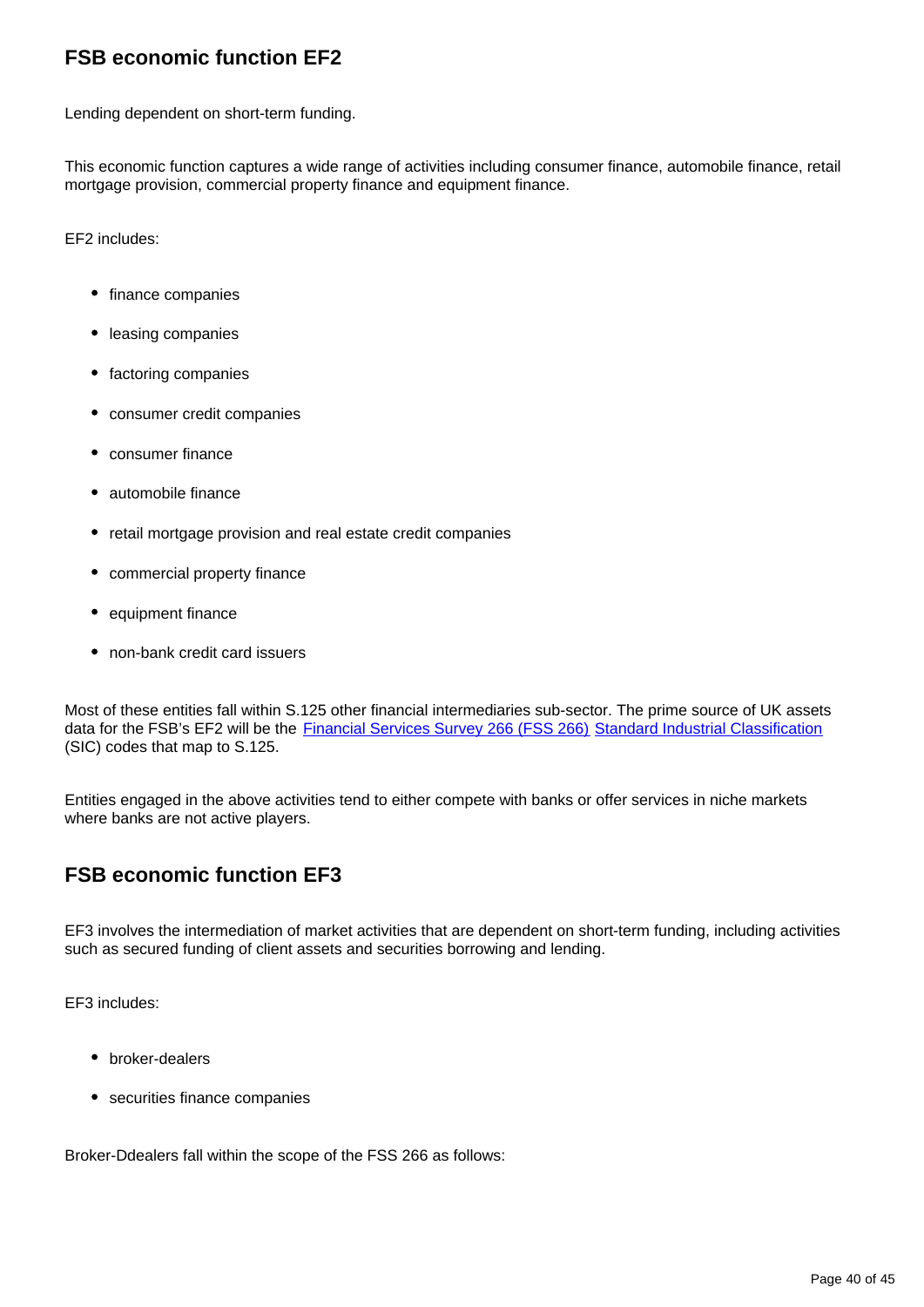## FSB economic function EF2

Lending dependent on short-term funding.

This economic function captures a wide range of activities including consumer finance, automobile finance, retail mortgage provision, commercial property finance and equipment finance.

EF2 includes:

- finance companies
- leasing companies
- factoring companies
- consumer credit companies
- consumer finance
- automobile finance
- retail mortgage provision and real estate credit companies
- commercial property finance
- equipment finance
- non-bank credit card issuers

Most of these entities fall within S.125 other financial intermediaries sub-sector. The prime source of UK assets data for the FSB's EF2 will be the Financial Services Survey 266 (FSS 266) Standard Industrial Classification (SIC) codes that map to S.125.

Entities engaged in the above activities tend to either compete with banks or offer services in niche markets where banks are not active players.

## FSB economic function EF3

EF3 involves the intermediation of market activities that are dependent on short-term funding, including activities such as secured funding of client assets and securities borrowing and lending.

EF3 includes:

- broker-dealers
- securities finance companies

Broker-Ddealers fall within the scope of the FSS 266 as follows: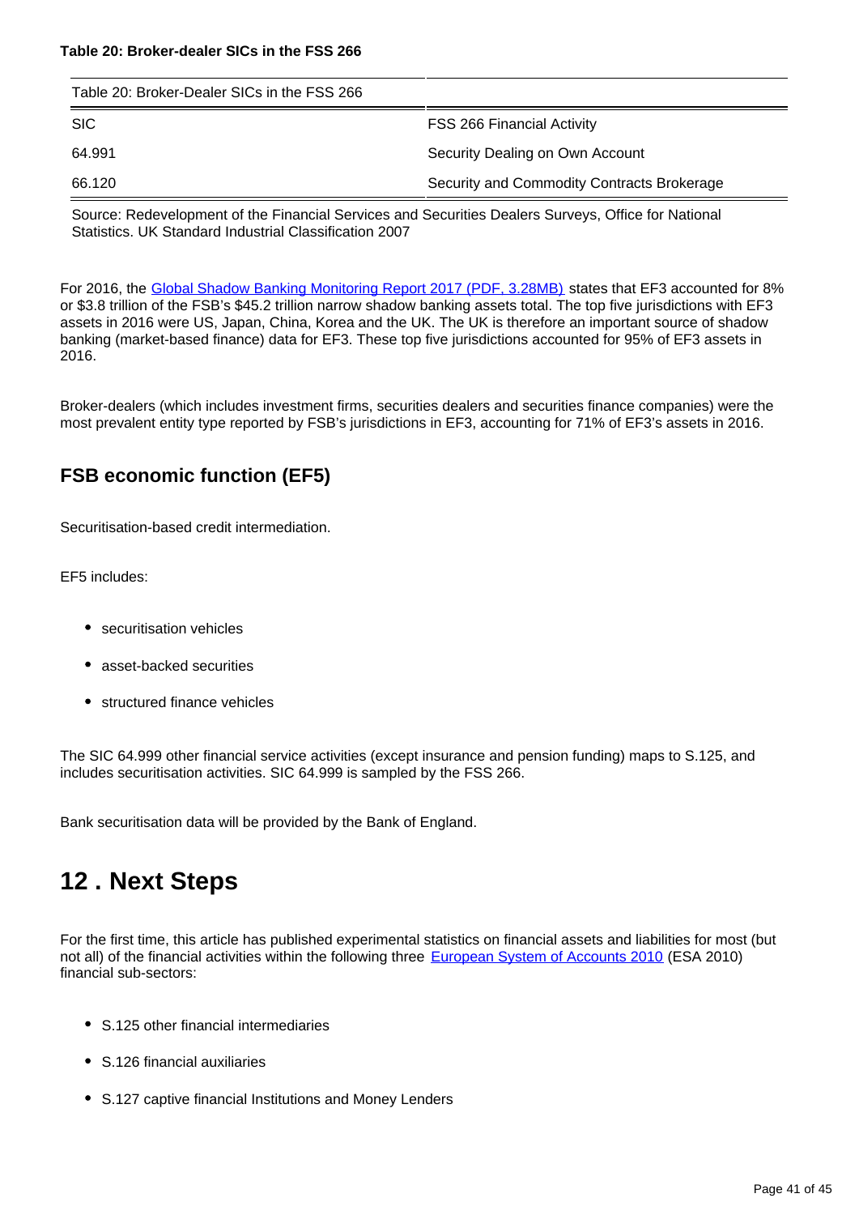**Table 20: Broker-dealer SICs in the FSS 266**

| Table 20: Broker-Dealer SICs in the FSS 266 | |
|---|---|
| SIC | FSS 266 Financial Activity |
| 64.991 | Security Dealing on Own Account |
| 66.120 | Security and Commodity Contracts Brokerage |

Source: Redevelopment of the Financial Services and Securities Dealers Surveys, Office for National Statistics. UK Standard Industrial Classification 2007

For 2016, the Global Shadow Banking Monitoring Report 2017 (PDF, 3.28MB) states that EF3 accounted for 8% or $3.8 trillion of the FSB's $45.2 trillion narrow shadow banking assets total. The top five jurisdictions with EF3 assets in 2016 were US, Japan, China, Korea and the UK. The UK is therefore an important source of shadow banking (market-based finance) data for EF3. These top five jurisdictions accounted for 95% of EF3 assets in 2016.

Broker-dealers (which includes investment firms, securities dealers and securities finance companies) were the most prevalent entity type reported by FSB's jurisdictions in EF3, accounting for 71% of EF3's assets in 2016.

## FSB economic function (EF5)

Securitisation-based credit intermediation.

EF5 includes:

- securitisation vehicles
- asset-backed securities
- structured finance vehicles

The SIC 64.999 other financial service activities (except insurance and pension funding) maps to S.125, and includes securitisation activities. SIC 64.999 is sampled by the FSS 266.

Bank securitisation data will be provided by the Bank of England.

# 12 . Next Steps

For the first time, this article has published experimental statistics on financial assets and liabilities for most (but not all) of the financial activities within the following three European System of Accounts 2010 (ESA 2010) financial sub-sectors:

- S.125 other financial intermediaries
- S.126 financial auxiliaries
- S.127 captive financial Institutions and Money Lenders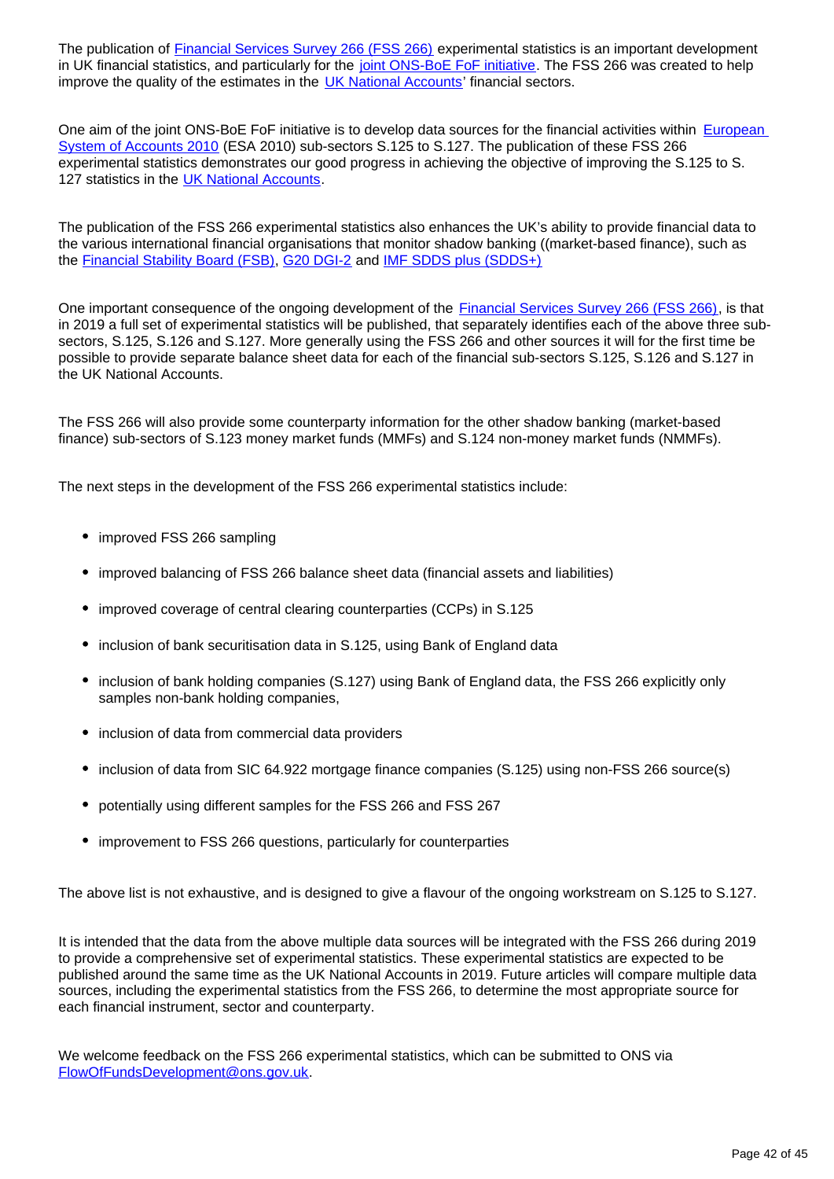The publication of Financial Services Survey 266 (FSS 266) experimental statistics is an important development in UK financial statistics, and particularly for the joint ONS-BoE FoF initiative. The FSS 266 was created to help improve the quality of the estimates in the UK National Accounts' financial sectors.

One aim of the joint ONS-BoE FoF initiative is to develop data sources for the financial activities within European System of Accounts 2010 (ESA 2010) sub-sectors S.125 to S.127. The publication of these FSS 266 experimental statistics demonstrates our good progress in achieving the objective of improving the S.125 to S. 127 statistics in the UK National Accounts.

The publication of the FSS 266 experimental statistics also enhances the UK's ability to provide financial data to the various international financial organisations that monitor shadow banking ((market-based finance), such as the Financial Stability Board (FSB), G20 DGI-2 and IMF SDDS plus (SDDS+)

One important consequence of the ongoing development of the Financial Services Survey 266 (FSS 266), is that in 2019 a full set of experimental statistics will be published, that separately identifies each of the above three sub-sectors, S.125, S.126 and S.127. More generally using the FSS 266 and other sources it will for the first time be possible to provide separate balance sheet data for each of the financial sub-sectors S.125, S.126 and S.127 in the UK National Accounts.

The FSS 266 will also provide some counterparty information for the other shadow banking (market-based finance) sub-sectors of S.123 money market funds (MMFs) and S.124 non-money market funds (NMMFs).

The next steps in the development of the FSS 266 experimental statistics include:

- improved FSS 266 sampling
- improved balancing of FSS 266 balance sheet data (financial assets and liabilities)
- improved coverage of central clearing counterparties (CCPs) in S.125
- inclusion of bank securitisation data in S.125, using Bank of England data
- inclusion of bank holding companies (S.127) using Bank of England data, the FSS 266 explicitly only samples non-bank holding companies,
- inclusion of data from commercial data providers
- inclusion of data from SIC 64.922 mortgage finance companies (S.125) using non-FSS 266 source(s)
- potentially using different samples for the FSS 266 and FSS 267
- improvement to FSS 266 questions, particularly for counterparties

The above list is not exhaustive, and is designed to give a flavour of the ongoing workstream on S.125 to S.127.

It is intended that the data from the above multiple data sources will be integrated with the FSS 266 during 2019 to provide a comprehensive set of experimental statistics. These experimental statistics are expected to be published around the same time as the UK National Accounts in 2019. Future articles will compare multiple data sources, including the experimental statistics from the FSS 266, to determine the most appropriate source for each financial instrument, sector and counterparty.

We welcome feedback on the FSS 266 experimental statistics, which can be submitted to ONS via FlowOfFundsDevelopment@ons.gov.uk.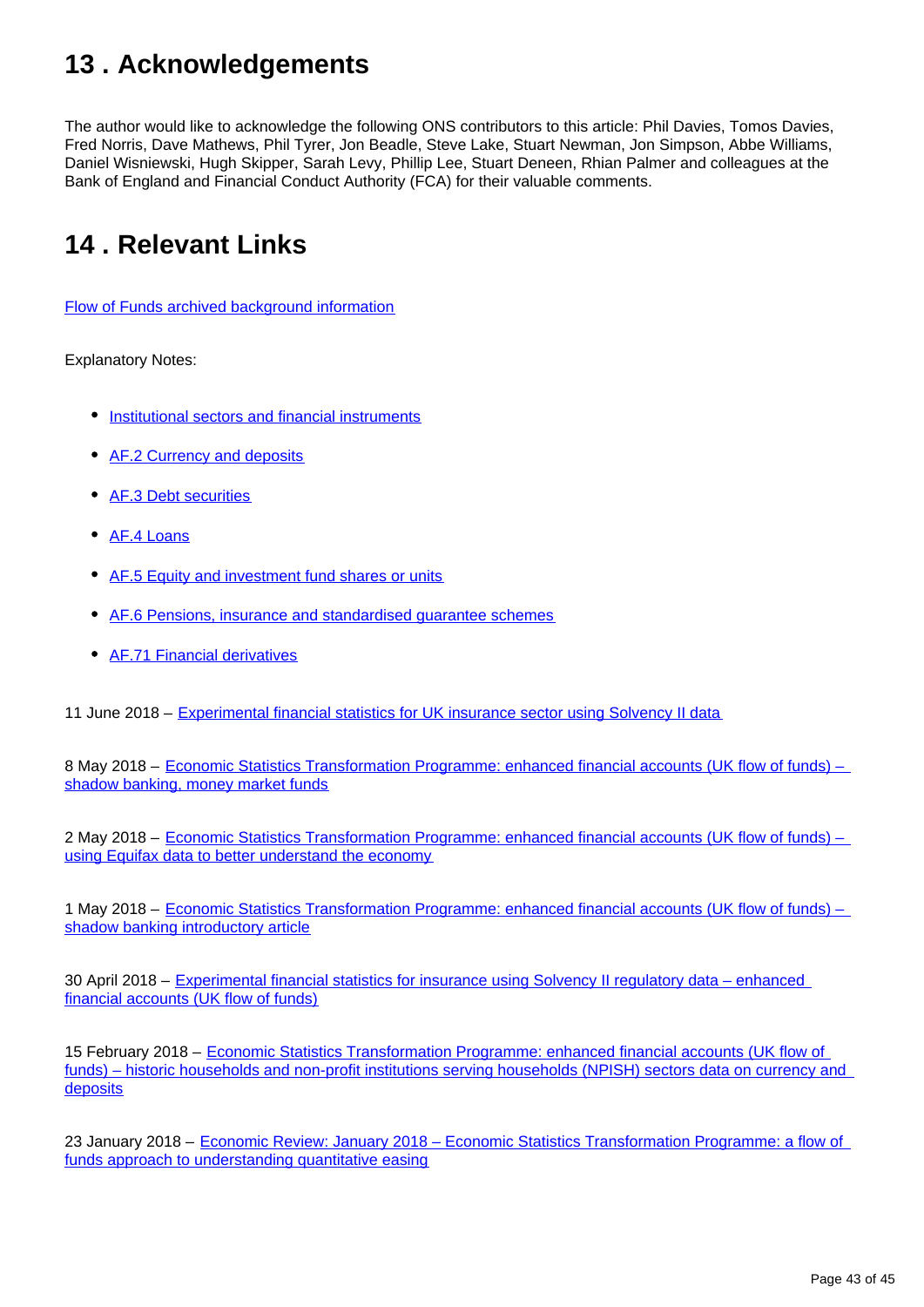## 13 . Acknowledgements

The author would like to acknowledge the following ONS contributors to this article: Phil Davies, Tomos Davies, Fred Norris, Dave Mathews, Phil Tyrer, Jon Beadle, Steve Lake, Stuart Newman, Jon Simpson, Abbe Williams, Daniel Wisniewski, Hugh Skipper, Sarah Levy, Phillip Lee, Stuart Deneen, Rhian Palmer and colleagues at the Bank of England and Financial Conduct Authority (FCA) for their valuable comments.

## 14 . Relevant Links

Flow of Funds archived background information

Explanatory Notes:

- Institutional sectors and financial instruments
- AF.2 Currency and deposits
- AF.3 Debt securities
- AF.4 Loans
- AF.5 Equity and investment fund shares or units
- AF.6 Pensions, insurance and standardised guarantee schemes
- AF.71 Financial derivatives

11 June 2018 – Experimental financial statistics for UK insurance sector using Solvency II data

8 May 2018 – Economic Statistics Transformation Programme: enhanced financial accounts (UK flow of funds) – shadow banking, money market funds

2 May 2018 – Economic Statistics Transformation Programme: enhanced financial accounts (UK flow of funds) – using Equifax data to better understand the economy

1 May 2018 – Economic Statistics Transformation Programme: enhanced financial accounts (UK flow of funds) – shadow banking introductory article

30 April 2018 – Experimental financial statistics for insurance using Solvency II regulatory data – enhanced financial accounts (UK flow of funds)

15 February 2018 – Economic Statistics Transformation Programme: enhanced financial accounts (UK flow of funds) – historic households and non-profit institutions serving households (NPISH) sectors data on currency and deposits

23 January 2018 – Economic Review: January 2018 – Economic Statistics Transformation Programme: a flow of funds approach to understanding quantitative easing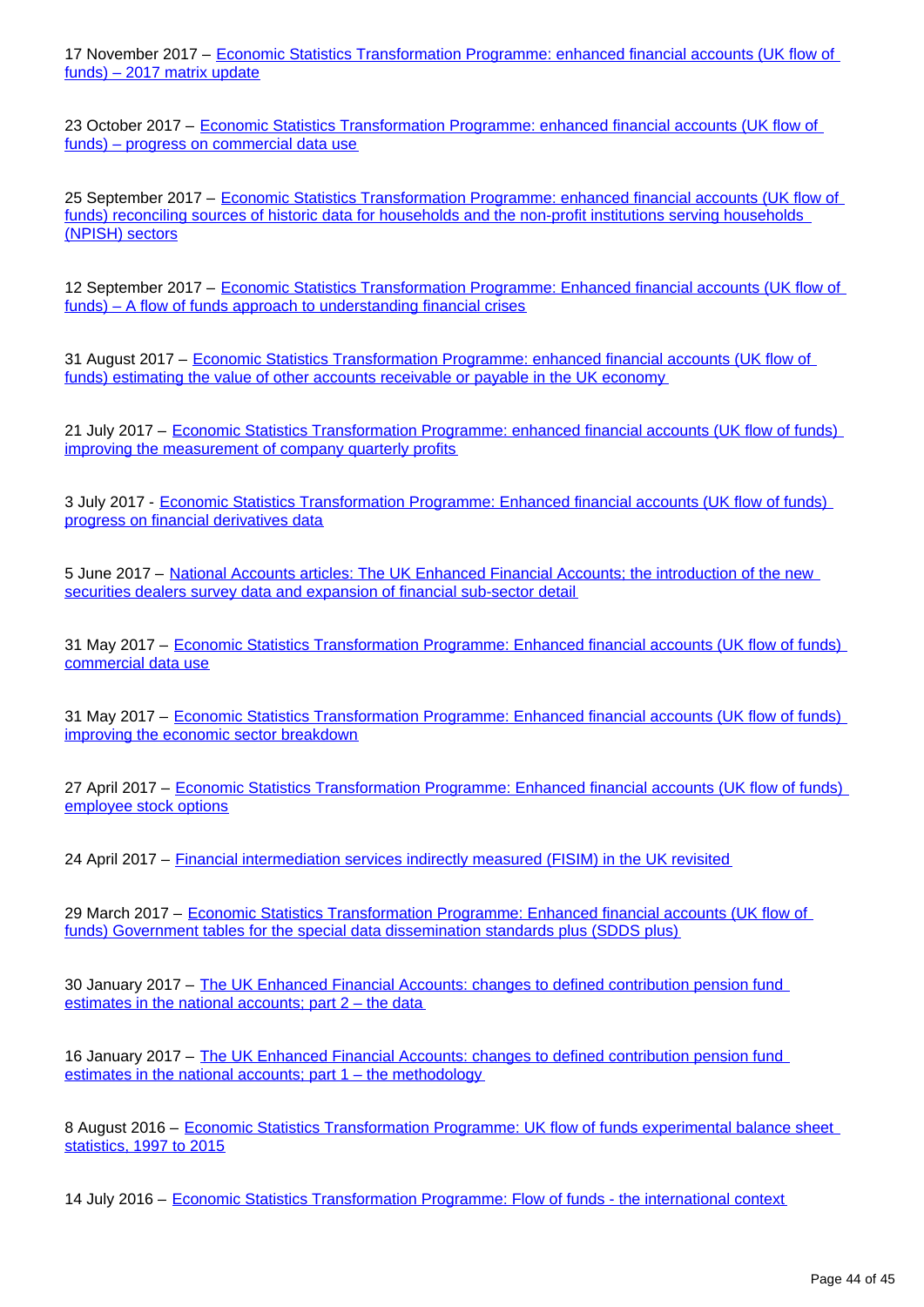17 November 2017 – Economic Statistics Transformation Programme: enhanced financial accounts (UK flow of funds) – 2017 matrix update

23 October 2017 – Economic Statistics Transformation Programme: enhanced financial accounts (UK flow of funds) – progress on commercial data use

25 September 2017 – Economic Statistics Transformation Programme: enhanced financial accounts (UK flow of funds) reconciling sources of historic data for households and the non-profit institutions serving households (NPISH) sectors

12 September 2017 – Economic Statistics Transformation Programme: Enhanced financial accounts (UK flow of funds) – A flow of funds approach to understanding financial crises

31 August 2017 – Economic Statistics Transformation Programme: enhanced financial accounts (UK flow of funds) estimating the value of other accounts receivable or payable in the UK economy

21 July 2017 – Economic Statistics Transformation Programme: enhanced financial accounts (UK flow of funds) improving the measurement of company quarterly profits

3 July 2017 - Economic Statistics Transformation Programme: Enhanced financial accounts (UK flow of funds) progress on financial derivatives data

5 June 2017 – National Accounts articles: The UK Enhanced Financial Accounts; the introduction of the new securities dealers survey data and expansion of financial sub-sector detail

31 May 2017 – Economic Statistics Transformation Programme: Enhanced financial accounts (UK flow of funds) commercial data use

31 May 2017 – Economic Statistics Transformation Programme: Enhanced financial accounts (UK flow of funds) improving the economic sector breakdown

27 April 2017 – Economic Statistics Transformation Programme: Enhanced financial accounts (UK flow of funds) employee stock options

24 April 2017 – Financial intermediation services indirectly measured (FISIM) in the UK revisited

29 March 2017 – Economic Statistics Transformation Programme: Enhanced financial accounts (UK flow of funds) Government tables for the special data dissemination standards plus (SDDS plus)

30 January 2017 – The UK Enhanced Financial Accounts: changes to defined contribution pension fund estimates in the national accounts; part 2 – the data

16 January 2017 – The UK Enhanced Financial Accounts: changes to defined contribution pension fund estimates in the national accounts; part 1 – the methodology

8 August 2016 – Economic Statistics Transformation Programme: UK flow of funds experimental balance sheet statistics, 1997 to 2015

14 July 2016 – Economic Statistics Transformation Programme: Flow of funds - the international context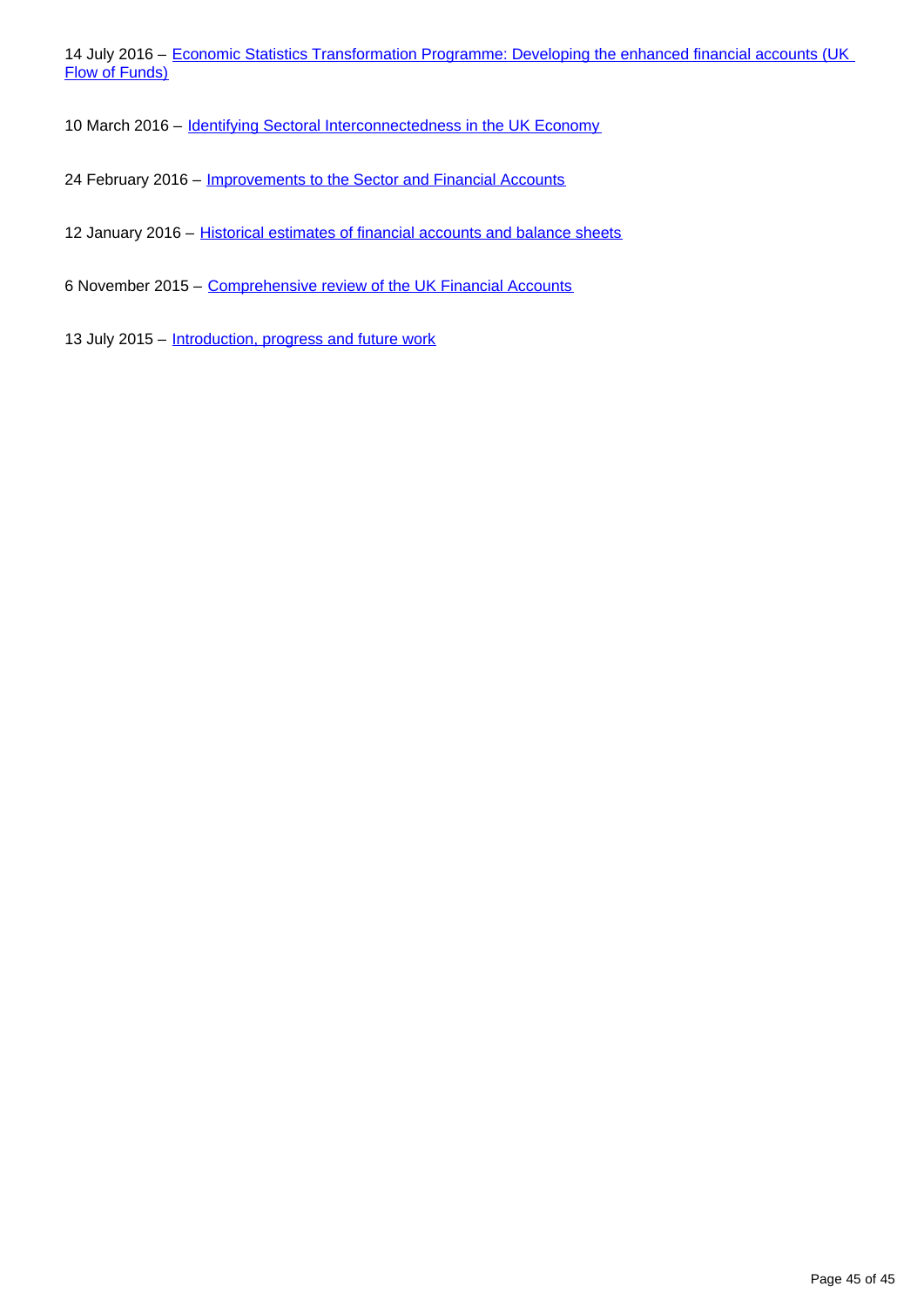14 July 2016 – Economic Statistics Transformation Programme: Developing the enhanced financial accounts (UK Flow of Funds)

10 March 2016 – Identifying Sectoral Interconnectedness in the UK Economy

24 February 2016 – Improvements to the Sector and Financial Accounts

12 January 2016 – Historical estimates of financial accounts and balance sheets

6 November 2015 – Comprehensive review of the UK Financial Accounts

13 July 2015 – Introduction, progress and future work